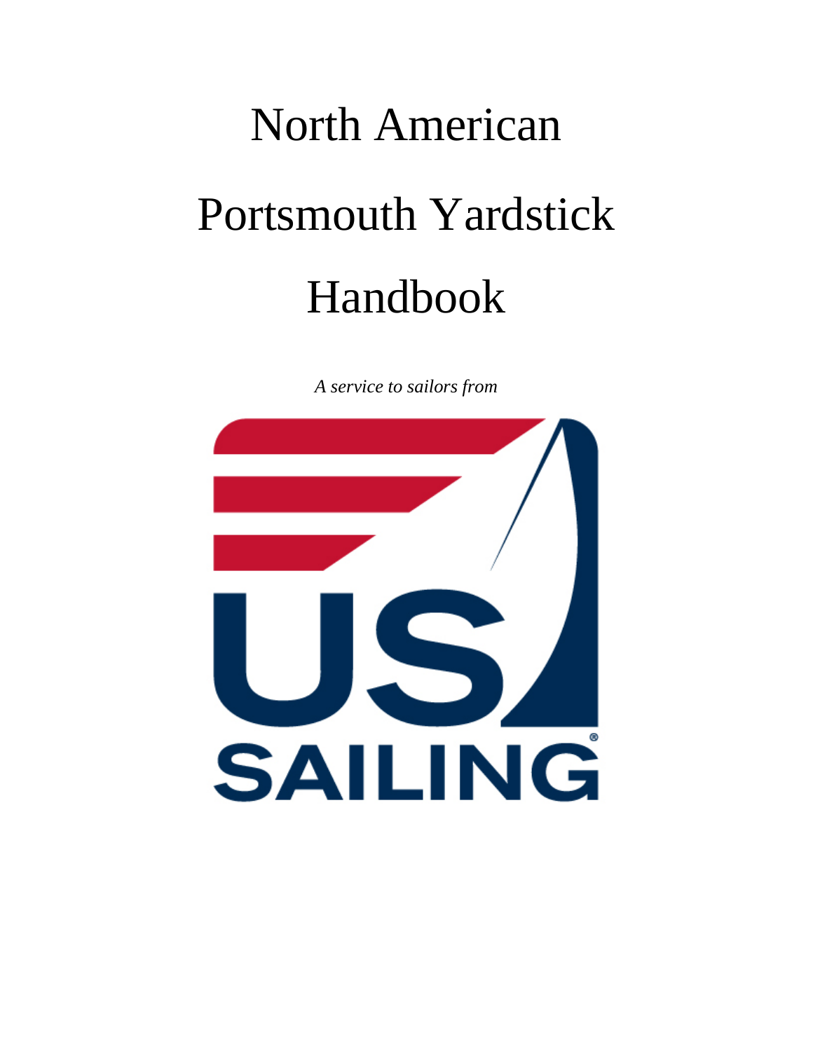# North American Portsmouth Yardstick Handbook

*A service to sailors from*

US SAILING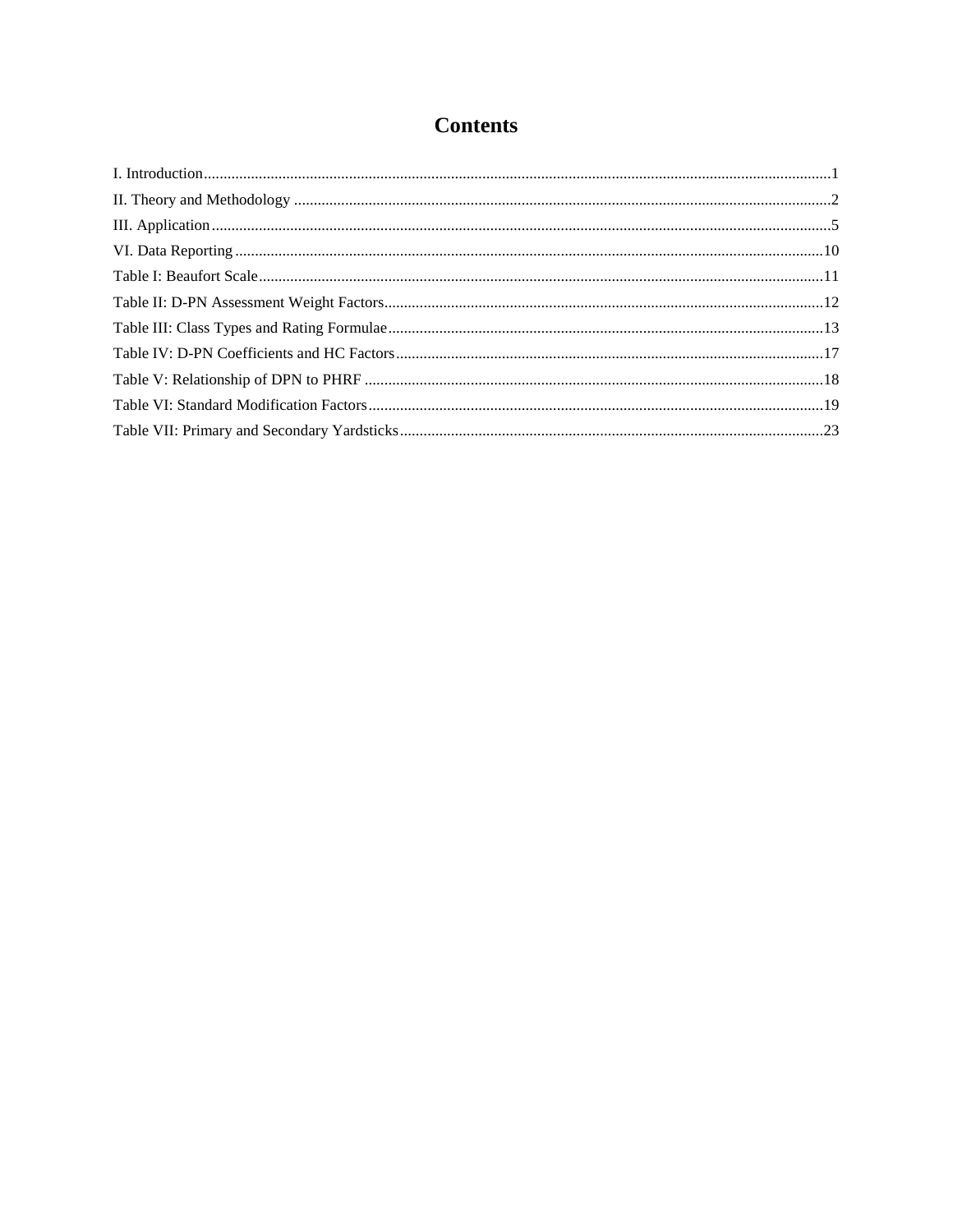# Contents

I. Introduction....1

II. Theory and Methodology....2

III. Application....5

VI. Data Reporting....10

Table I: Beaufort Scale....11

Table II: D-PN Assessment Weight Factors....12

Table III: Class Types and Rating Formulae....13

Table IV: D-PN Coefficients and HC Factors....17

Table V: Relationship of DPN to PHRF....18

Table VI: Standard Modification Factors....19

Table VII: Primary and Secondary Yardsticks....23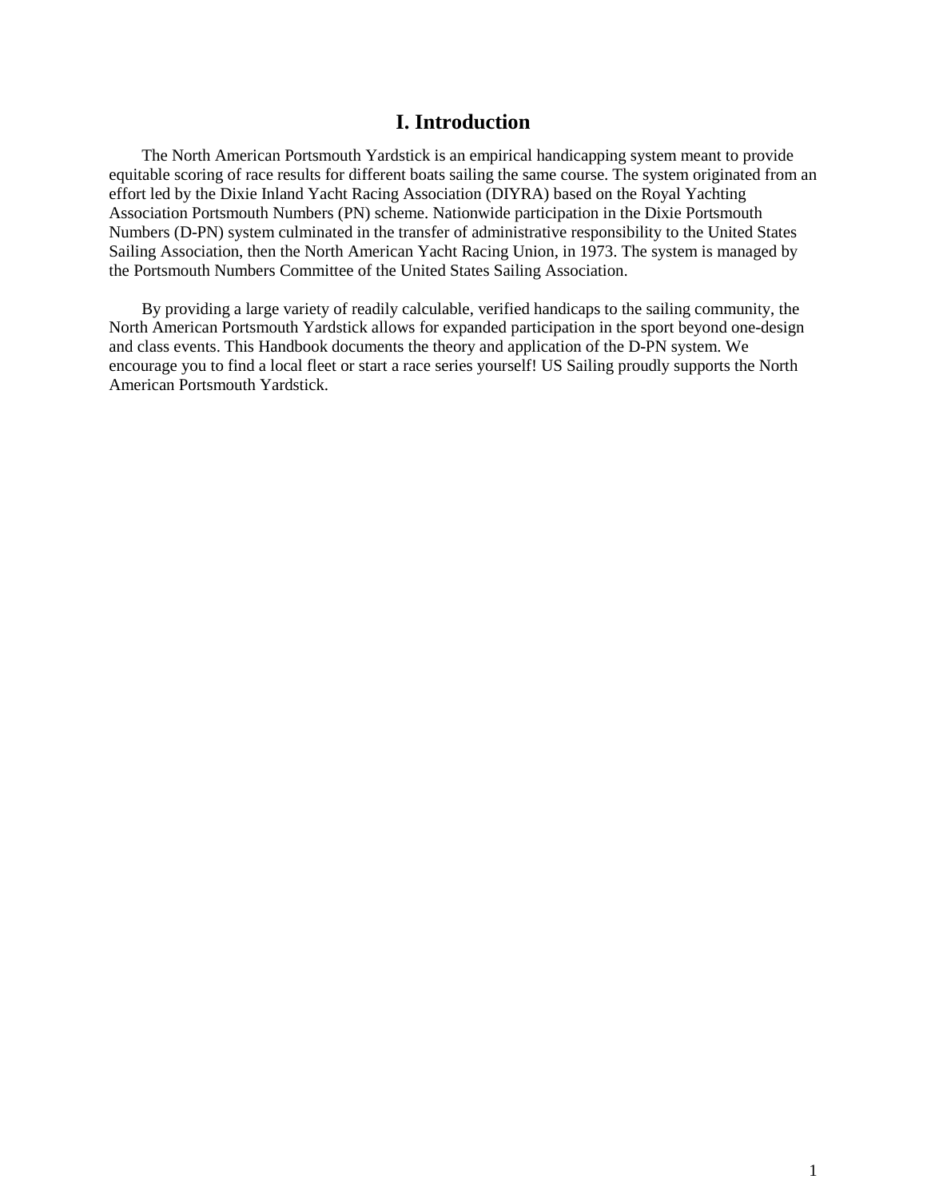# I. Introduction

The North American Portsmouth Yardstick is an empirical handicapping system meant to provide equitable scoring of race results for different boats sailing the same course. The system originated from an effort led by the Dixie Inland Yacht Racing Association (DIYRA) based on the Royal Yachting Association Portsmouth Numbers (PN) scheme. Nationwide participation in the Dixie Portsmouth Numbers (D-PN) system culminated in the transfer of administrative responsibility to the United States Sailing Association, then the North American Yacht Racing Union, in 1973. The system is managed by the Portsmouth Numbers Committee of the United States Sailing Association.

By providing a large variety of readily calculable, verified handicaps to the sailing community, the North American Portsmouth Yardstick allows for expanded participation in the sport beyond one-design and class events. This Handbook documents the theory and application of the D-PN system. We encourage you to find a local fleet or start a race series yourself! US Sailing proudly supports the North American Portsmouth Yardstick.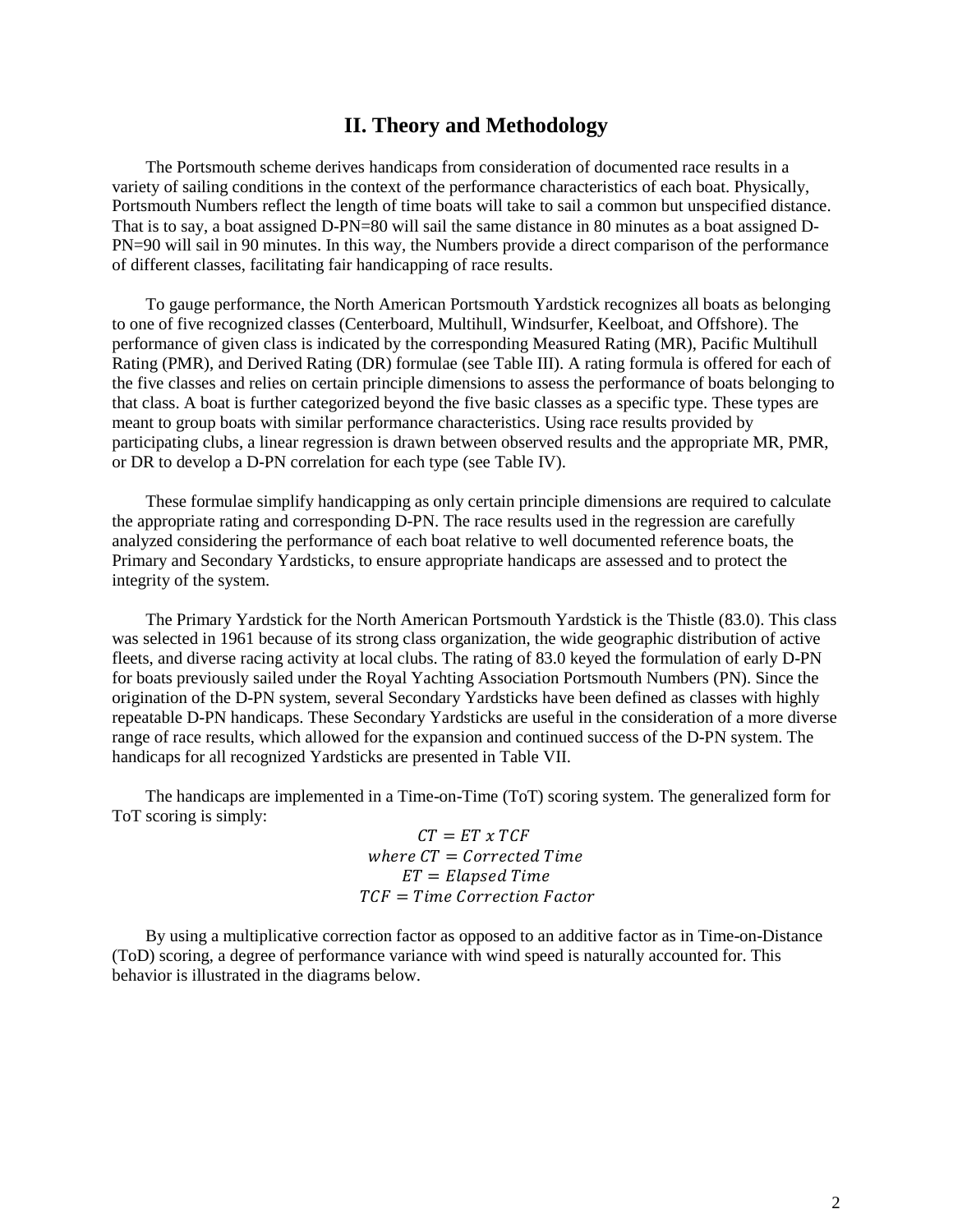## II. Theory and Methodology

The Portsmouth scheme derives handicaps from consideration of documented race results in a variety of sailing conditions in the context of the performance characteristics of each boat. Physically, Portsmouth Numbers reflect the length of time boats will take to sail a common but unspecified distance. That is to say, a boat assigned D-PN=80 will sail the same distance in 80 minutes as a boat assigned D-PN=90 will sail in 90 minutes. In this way, the Numbers provide a direct comparison of the performance of different classes, facilitating fair handicapping of race results.

To gauge performance, the North American Portsmouth Yardstick recognizes all boats as belonging to one of five recognized classes (Centerboard, Multihull, Windsurfer, Keelboat, and Offshore). The performance of given class is indicated by the corresponding Measured Rating (MR), Pacific Multihull Rating (PMR), and Derived Rating (DR) formulae (see Table III). A rating formula is offered for each of the five classes and relies on certain principle dimensions to assess the performance of boats belonging to that class. A boat is further categorized beyond the five basic classes as a specific type. These types are meant to group boats with similar performance characteristics. Using race results provided by participating clubs, a linear regression is drawn between observed results and the appropriate MR, PMR, or DR to develop a D-PN correlation for each type (see Table IV).

These formulae simplify handicapping as only certain principle dimensions are required to calculate the appropriate rating and corresponding D-PN. The race results used in the regression are carefully analyzed considering the performance of each boat relative to well documented reference boats, the Primary and Secondary Yardsticks, to ensure appropriate handicaps are assessed and to protect the integrity of the system.

The Primary Yardstick for the North American Portsmouth Yardstick is the Thistle (83.0). This class was selected in 1961 because of its strong class organization, the wide geographic distribution of active fleets, and diverse racing activity at local clubs. The rating of 83.0 keyed the formulation of early D-PN for boats previously sailed under the Royal Yachting Association Portsmouth Numbers (PN). Since the origination of the D-PN system, several Secondary Yardsticks have been defined as classes with highly repeatable D-PN handicaps. These Secondary Yardsticks are useful in the consideration of a more diverse range of race results, which allowed for the expansion and continued success of the D-PN system. The handicaps for all recognized Yardsticks are presented in Table VII.

The handicaps are implemented in a Time-on-Time (ToT) scoring system. The generalized form for ToT scoring is simply:

$$CT = ET \times TCF$$
$$where\ CT = Corrected\ Time$$
$$ET = Elapsed\ Time$$
$$TCF = Time\ Correction\ Factor$$

By using a multiplicative correction factor as opposed to an additive factor as in Time-on-Distance (ToD) scoring, a degree of performance variance with wind speed is naturally accounted for. This behavior is illustrated in the diagrams below.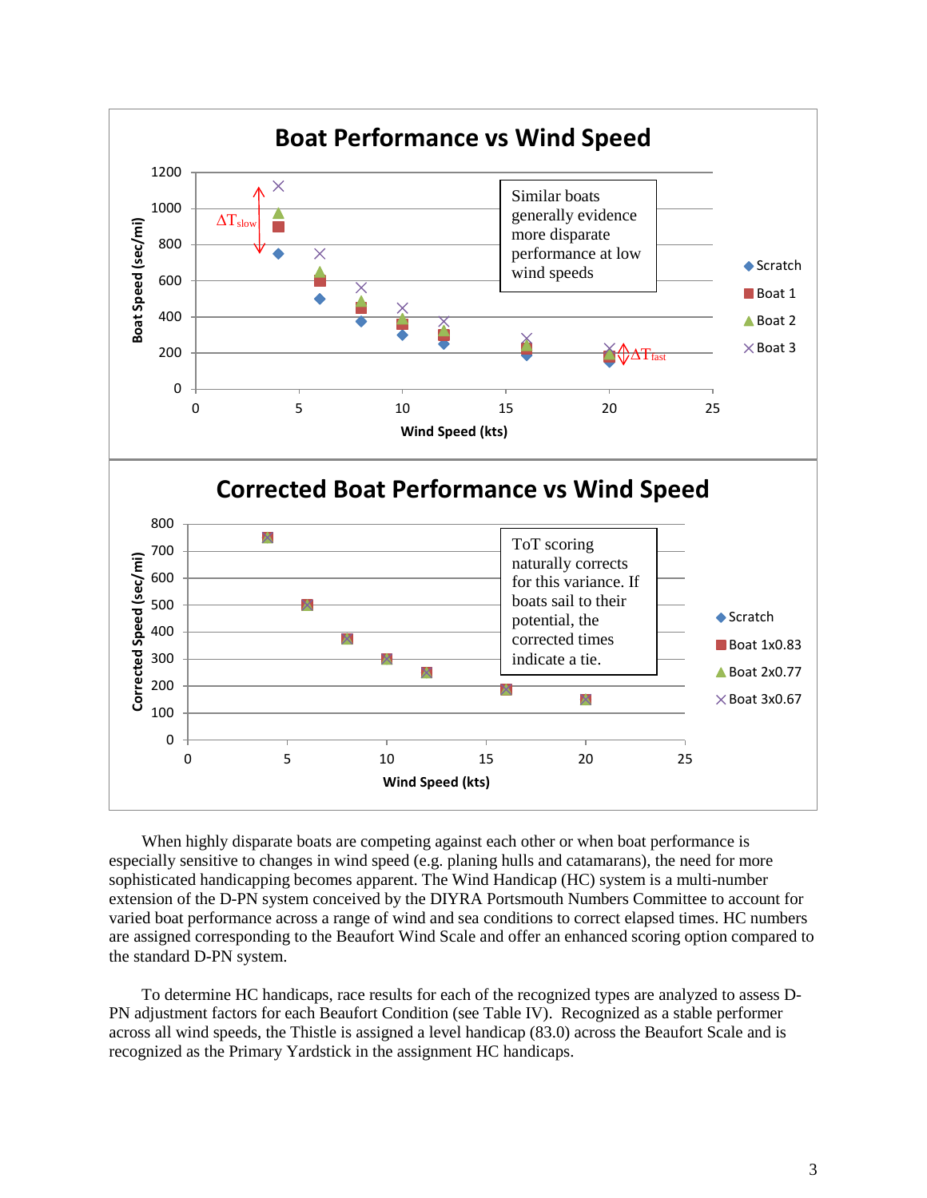**Boat Performance vs Wind Speed**

Similar boats generally evidence more disparate performance at low wind speeds

**Corrected Boat Performance vs Wind Speed**

ToT scoring naturally corrects for this variance. If boats sail to their potential, the corrected times indicate a tie.

When highly disparate boats are competing against each other or when boat performance is especially sensitive to changes in wind speed (e.g. planing hulls and catamarans), the need for more sophisticated handicapping becomes apparent. The Wind Handicap (HC) system is a multi-number extension of the D-PN system conceived by the DIYRA Portsmouth Numbers Committee to account for varied boat performance across a range of wind and sea conditions to correct elapsed times. HC numbers are assigned corresponding to the Beaufort Wind Scale and offer an enhanced scoring option compared to the standard D-PN system.

To determine HC handicaps, race results for each of the recognized types are analyzed to assess D-PN adjustment factors for each Beaufort Condition (see Table IV). Recognized as a stable performer across all wind speeds, the Thistle is assigned a level handicap (83.0) across the Beaufort Scale and is recognized as the Primary Yardstick in the assignment HC handicaps.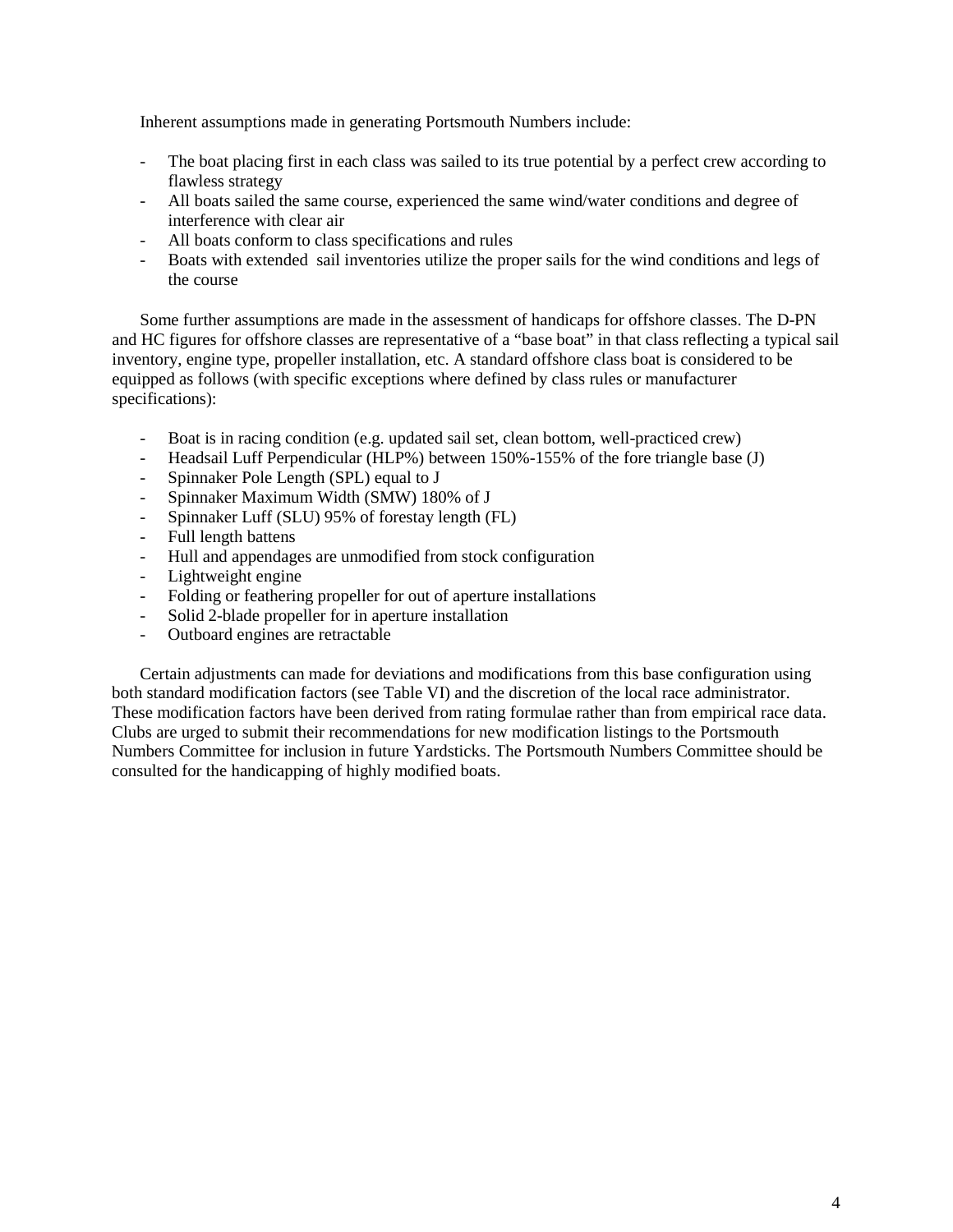Inherent assumptions made in generating Portsmouth Numbers include:

- The boat placing first in each class was sailed to its true potential by a perfect crew according to flawless strategy
- All boats sailed the same course, experienced the same wind/water conditions and degree of interference with clear air
- All boats conform to class specifications and rules
- Boats with extended sail inventories utilize the proper sails for the wind conditions and legs of the course

Some further assumptions are made in the assessment of handicaps for offshore classes. The D-PN and HC figures for offshore classes are representative of a "base boat" in that class reflecting a typical sail inventory, engine type, propeller installation, etc. A standard offshore class boat is considered to be equipped as follows (with specific exceptions where defined by class rules or manufacturer specifications):

- Boat is in racing condition (e.g. updated sail set, clean bottom, well-practiced crew)
- Headsail Luff Perpendicular (HLP%) between 150%-155% of the fore triangle base (J)
- Spinnaker Pole Length (SPL) equal to J
- Spinnaker Maximum Width (SMW) 180% of J
- Spinnaker Luff (SLU) 95% of forestay length (FL)
- Full length battens
- Hull and appendages are unmodified from stock configuration
- Lightweight engine
- Folding or feathering propeller for out of aperture installations
- Solid 2-blade propeller for in aperture installation
- Outboard engines are retractable

Certain adjustments can made for deviations and modifications from this base configuration using both standard modification factors (see Table VI) and the discretion of the local race administrator. These modification factors have been derived from rating formulae rather than from empirical race data. Clubs are urged to submit their recommendations for new modification listings to the Portsmouth Numbers Committee for inclusion in future Yardsticks. The Portsmouth Numbers Committee should be consulted for the handicapping of highly modified boats.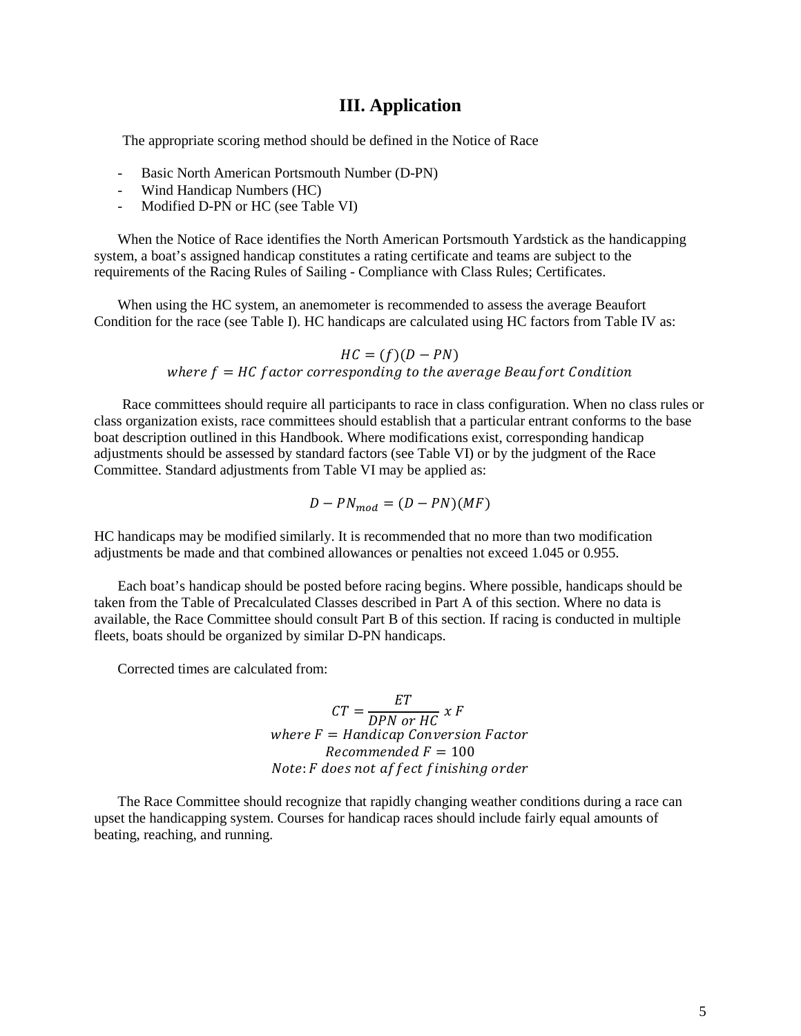## III. Application

The appropriate scoring method should be defined in the Notice of Race

- Basic North American Portsmouth Number (D-PN)
- Wind Handicap Numbers (HC)
- Modified D-PN or HC (see Table VI)

When the Notice of Race identifies the North American Portsmouth Yardstick as the handicapping system, a boat's assigned handicap constitutes a rating certificate and teams are subject to the requirements of the Racing Rules of Sailing - Compliance with Class Rules; Certificates.

When using the HC system, an anemometer is recommended to assess the average Beaufort Condition for the race (see Table I). HC handicaps are calculated using HC factors from Table IV as:

$$HC = (f)(D - PN)$$
$$where\ f = HC\ factor\ corresponding\ to\ the\ average\ Beaufort\ Condition$$

Race committees should require all participants to race in class configuration. When no class rules or class organization exists, race committees should establish that a particular entrant conforms to the base boat description outlined in this Handbook. Where modifications exist, corresponding handicap adjustments should be assessed by standard factors (see Table VI) or by the judgment of the Race Committee. Standard adjustments from Table VI may be applied as:

$$D - PN_{mod} = (D - PN)(MF)$$

HC handicaps may be modified similarly. It is recommended that no more than two modification adjustments be made and that combined allowances or penalties not exceed 1.045 or 0.955.

Each boat's handicap should be posted before racing begins. Where possible, handicaps should be taken from the Table of Precalculated Classes described in Part A of this section. Where no data is available, the Race Committee should consult Part B of this section. If racing is conducted in multiple fleets, boats should be organized by similar D-PN handicaps.

Corrected times are calculated from:

$$CT = \frac{ET}{DPN\ or\ HC}\ x\ F$$
$$where\ F = Handicap\ Conversion\ Factor$$
$$Recommended\ F = 100$$
$$Note{:}\ F\ does\ not\ affect\ finishing\ order$$

The Race Committee should recognize that rapidly changing weather conditions during a race can upset the handicapping system. Courses for handicap races should include fairly equal amounts of beating, reaching, and running.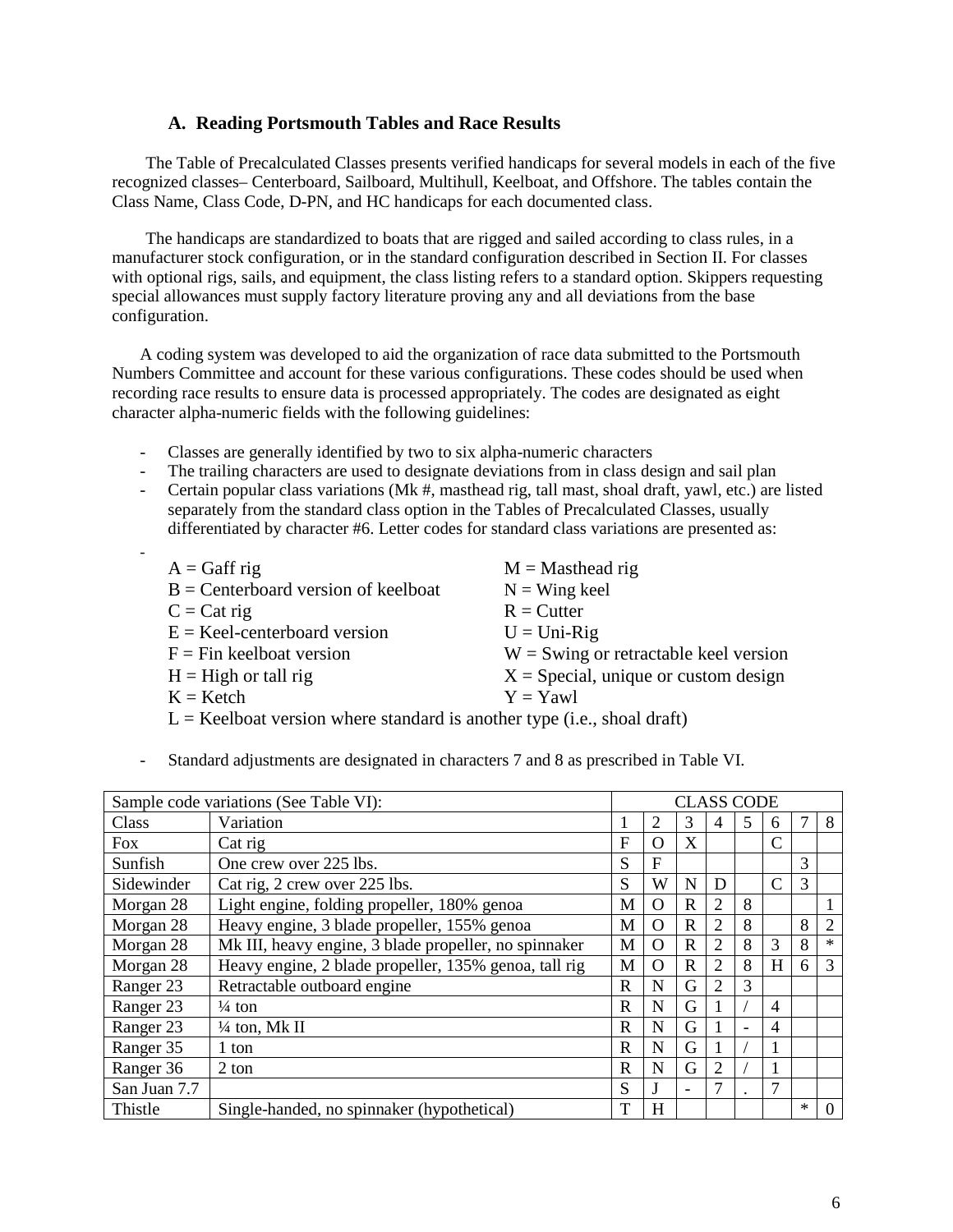### A. Reading Portsmouth Tables and Race Results

The Table of Precalculated Classes presents verified handicaps for several models in each of the five recognized classes– Centerboard, Sailboard, Multihull, Keelboat, and Offshore. The tables contain the Class Name, Class Code, D-PN, and HC handicaps for each documented class.

The handicaps are standardized to boats that are rigged and sailed according to class rules, in a manufacturer stock configuration, or in the standard configuration described in Section II. For classes with optional rigs, sails, and equipment, the class listing refers to a standard option. Skippers requesting special allowances must supply factory literature proving any and all deviations from the base configuration.

A coding system was developed to aid the organization of race data submitted to the Portsmouth Numbers Committee and account for these various configurations. These codes should be used when recording race results to ensure data is processed appropriately. The codes are designated as eight character alpha-numeric fields with the following guidelines:

- Classes are generally identified by two to six alpha-numeric characters
- The trailing characters are used to designate deviations from in class design and sail plan
- Certain popular class variations (Mk #, masthead rig, tall mast, shoal draft, yawl, etc.) are listed separately from the standard class option in the Tables of Precalculated Classes, usually differentiated by character #6. Letter codes for standard class variations are presented as:
-
  A = Gaff rig
  B = Centerboard version of keelboat
  C = Cat rig
  E = Keel-centerboard version
  F = Fin keelboat version
  H = High or tall rig
  K = Ketch
  M = Masthead rig
  N = Wing keel
  R = Cutter
  U = Uni-Rig
  W = Swing or retractable keel version
  X = Special, unique or custom design
  Y = Yawl
  L = Keelboat version where standard is another type (i.e., shoal draft)
- Standard adjustments are designated in characters 7 and 8 as prescribed in Table VI.

| Sample code variations (See Table VI): | | CLASS CODE | | | | | | | |
|---|---|---|---|---|---|---|---|---|---|
| Class | Variation | 1 | 2 | 3 | 4 | 5 | 6 | 7 | 8 |
| Fox | Cat rig | F | O | X | | | C | | |
| Sunfish | One crew over 225 lbs. | S | F | | | | | 3 | |
| Sidewinder | Cat rig, 2 crew over 225 lbs. | S | W | N | D | | C | 3 | |
| Morgan 28 | Light engine, folding propeller, 180% genoa | M | O | R | 2 | 8 | | | 1 |
| Morgan 28 | Heavy engine, 3 blade propeller, 155% genoa | M | O | R | 2 | 8 | | 8 | 2 |
| Morgan 28 | Mk III, heavy engine, 3 blade propeller, no spinnaker | M | O | R | 2 | 8 | 3 | 8 | * |
| Morgan 28 | Heavy engine, 2 blade propeller, 135% genoa, tall rig | M | O | R | 2 | 8 | H | 6 | 3 |
| Ranger 23 | Retractable outboard engine | R | N | G | 2 | 3 | | | |
| Ranger 23 | ¼ ton | R | N | G | 1 | / | 4 | | |
| Ranger 23 | ¼ ton, Mk II | R | N | G | 1 | - | 4 | | |
| Ranger 35 | 1 ton | R | N | G | 1 | / | 1 | | |
| Ranger 36 | 2 ton | R | N | G | 2 | / | 1 | | |
| San Juan 7.7 | | S | J | - | 7 | . | 7 | | |
| Thistle | Single-handed, no spinnaker (hypothetical) | T | H | | | | | * | 0 |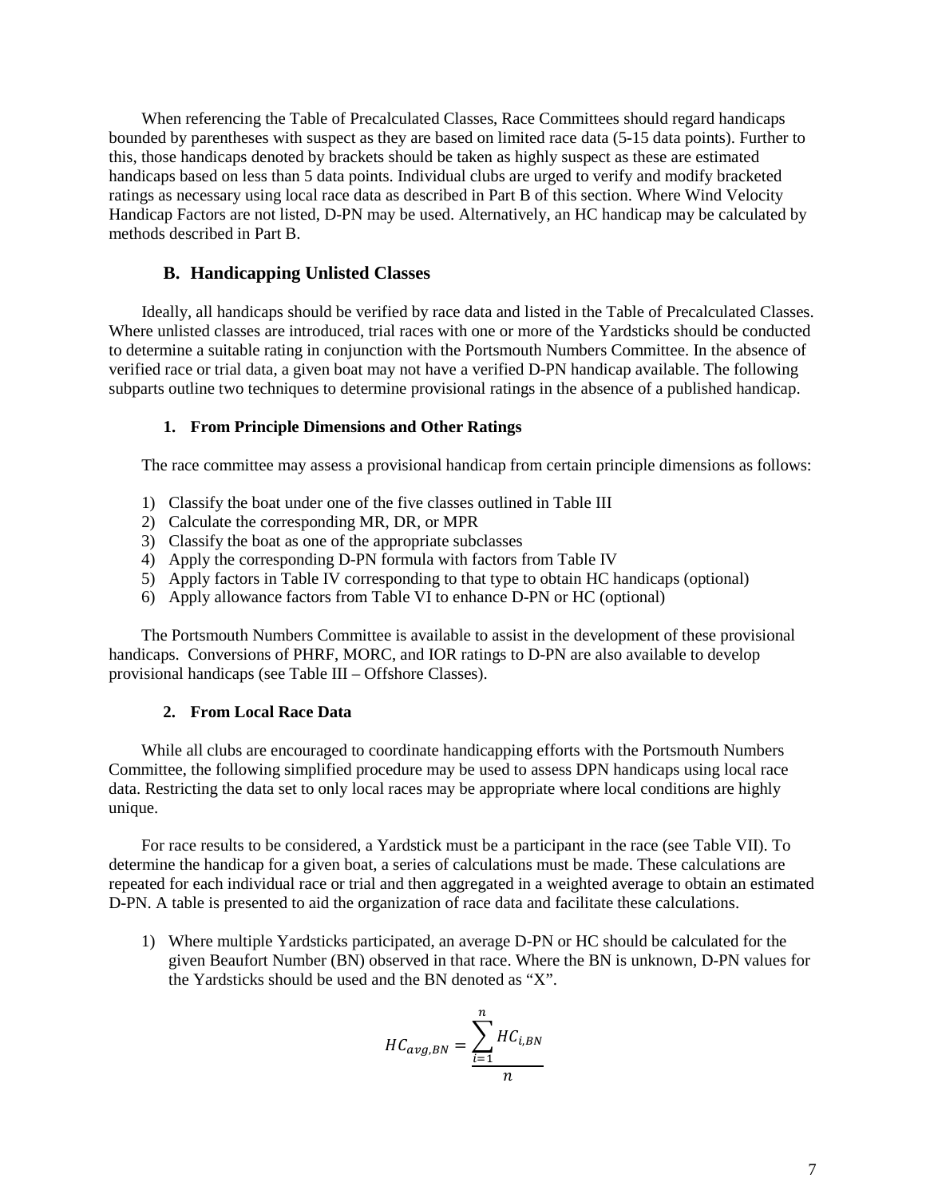When referencing the Table of Precalculated Classes, Race Committees should regard handicaps bounded by parentheses with suspect as they are based on limited race data (5-15 data points). Further to this, those handicaps denoted by brackets should be taken as highly suspect as these are estimated handicaps based on less than 5 data points. Individual clubs are urged to verify and modify bracketed ratings as necessary using local race data as described in Part B of this section. Where Wind Velocity Handicap Factors are not listed, D-PN may be used. Alternatively, an HC handicap may be calculated by methods described in Part B.

## B. Handicapping Unlisted Classes

Ideally, all handicaps should be verified by race data and listed in the Table of Precalculated Classes. Where unlisted classes are introduced, trial races with one or more of the Yardsticks should be conducted to determine a suitable rating in conjunction with the Portsmouth Numbers Committee. In the absence of verified race or trial data, a given boat may not have a verified D-PN handicap available. The following subparts outline two techniques to determine provisional ratings in the absence of a published handicap.

### 1. From Principle Dimensions and Other Ratings

The race committee may assess a provisional handicap from certain principle dimensions as follows:

1) Classify the boat under one of the five classes outlined in Table III
2) Calculate the corresponding MR, DR, or MPR
3) Classify the boat as one of the appropriate subclasses
4) Apply the corresponding D-PN formula with factors from Table IV
5) Apply factors in Table IV corresponding to that type to obtain HC handicaps (optional)
6) Apply allowance factors from Table VI to enhance D-PN or HC (optional)

The Portsmouth Numbers Committee is available to assist in the development of these provisional handicaps. Conversions of PHRF, MORC, and IOR ratings to D-PN are also available to develop provisional handicaps (see Table III – Offshore Classes).

### 2. From Local Race Data

While all clubs are encouraged to coordinate handicapping efforts with the Portsmouth Numbers Committee, the following simplified procedure may be used to assess DPN handicaps using local race data. Restricting the data set to only local races may be appropriate where local conditions are highly unique.

For race results to be considered, a Yardstick must be a participant in the race (see Table VII). To determine the handicap for a given boat, a series of calculations must be made. These calculations are repeated for each individual race or trial and then aggregated in a weighted average to obtain an estimated D-PN. A table is presented to aid the organization of race data and facilitate these calculations.

1) Where multiple Yardsticks participated, an average D-PN or HC should be calculated for the given Beaufort Number (BN) observed in that race. Where the BN is unknown, D-PN values for the Yardsticks should be used and the BN denoted as "X".

$$HC_{avg,BN} = \frac{\sum_{i=1}^{n} HC_{i,BN}}{n}$$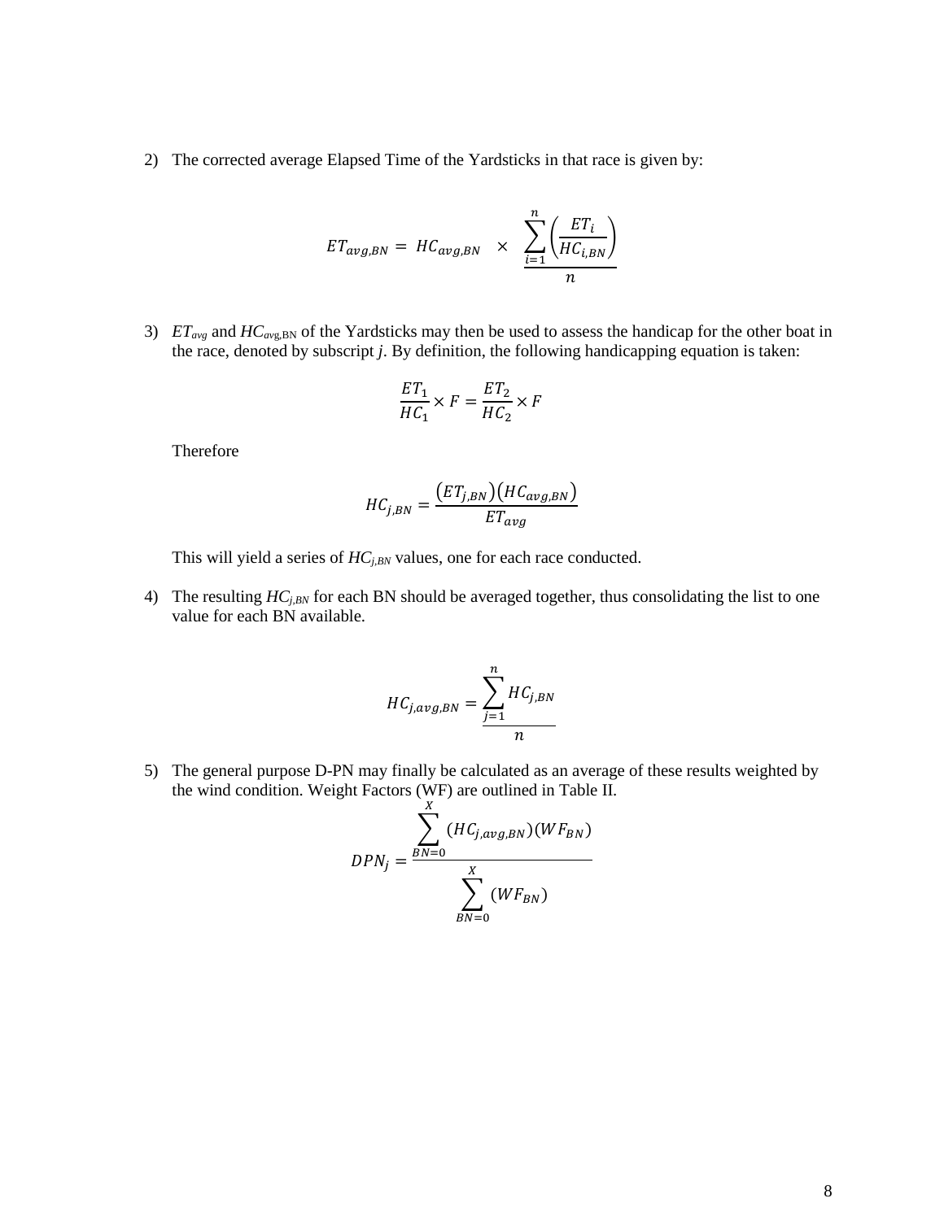2) The corrected average Elapsed Time of the Yardsticks in that race is given by:

$$ET_{avg,BN} = HC_{avg,BN} \times \frac{\sum_{i=1}^{n}\left(\frac{ET_i}{HC_{i,BN}}\right)}{n}$$

3) $ET_{avg}$ and $HC_{avg,BN}$ of the Yardsticks may then be used to assess the handicap for the other boat in the race, denoted by subscript *j*. By definition, the following handicapping equation is taken:

$$\frac{ET_1}{HC_1} \times F = \frac{ET_2}{HC_2} \times F$$

Therefore

$$HC_{j,BN} = \frac{(ET_{j,BN})(HC_{avg,BN})}{ET_{avg}}$$

This will yield a series of $HC_{j,BN}$ values, one for each race conducted.

4) The resulting $HC_{j,BN}$ for each BN should be averaged together, thus consolidating the list to one value for each BN available.

$$HC_{j,avg,BN} = \frac{\sum_{j=1}^{n} HC_{j,BN}}{n}$$

5) The general purpose D-PN may finally be calculated as an average of these results weighted by the wind condition. Weight Factors (WF) are outlined in Table II.

$$DPN_j = \frac{\sum_{BN=0}^{X} (HC_{j,avg,BN})(WF_{BN})}{\sum_{BN=0}^{X} (WF_{BN})}$$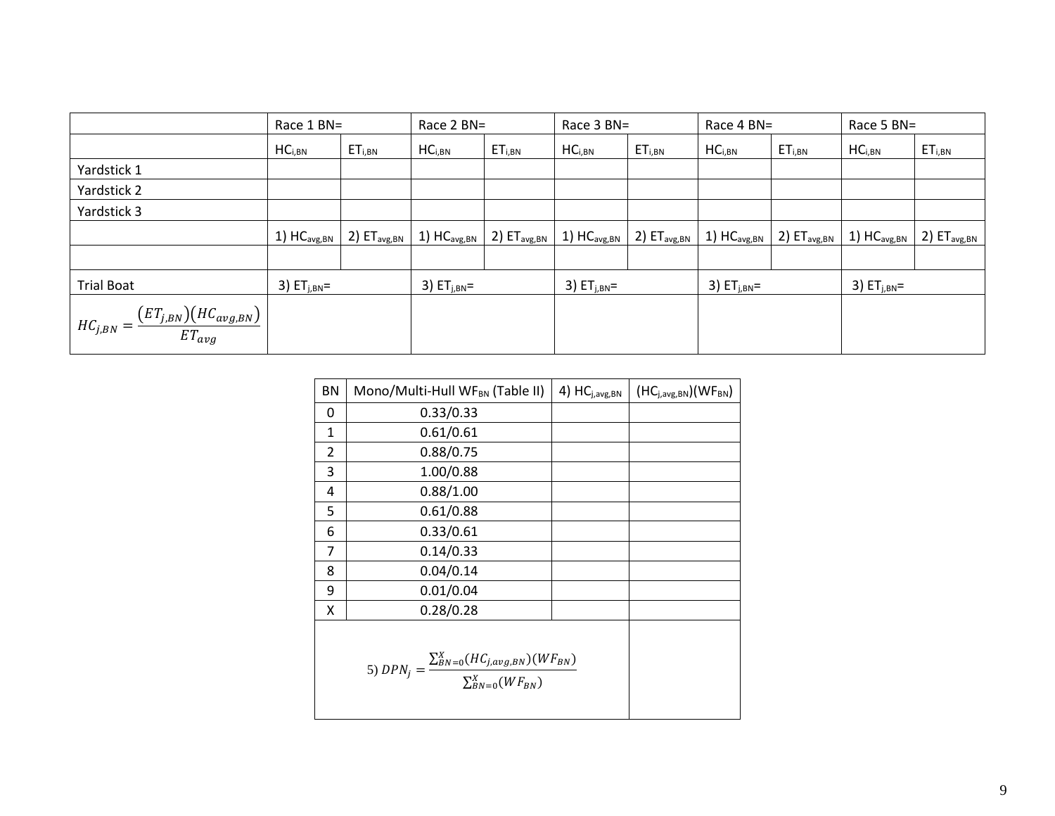| | Race 1 BN= | | Race 2 BN= | | Race 3 BN= | | Race 4 BN= | | Race 5 BN= | |
|---|---|---|---|---|---|---|---|---|---|---|
| | $HC_{i,BN}$ | $ET_{i,BN}$ | $HC_{i,BN}$ | $ET_{i,BN}$ | $HC_{i,BN}$ | $ET_{i,BN}$ | $HC_{i,BN}$ | $ET_{i,BN}$ | $HC_{i,BN}$ | $ET_{i,BN}$ |
| Yardstick 1 | | | | | | | | | | |
| Yardstick 2 | | | | | | | | | | |
| Yardstick 3 | | | | | | | | | | |
| | 1) $HC_{avg,BN}$ | 2) $ET_{avg,BN}$ | 1) $HC_{avg,BN}$ | 2) $ET_{avg,BN}$ | 1) $HC_{avg,BN}$ | 2) $ET_{avg,BN}$ | 1) $HC_{avg,BN}$ | 2) $ET_{avg,BN}$ | 1) $HC_{avg,BN}$ | 2) $ET_{avg,BN}$ |
| | | | | | | | | | | |
| Trial Boat | 3) $ET_{j,BN}$= | | 3) $ET_{j,BN}$= | | 3) $ET_{j,BN}$= | | 3) $ET_{j,BN}$= | | 3) $ET_{j,BN}$= | |
| $HC_{j,BN} = \frac{(ET_{j,BN})(HC_{avg,BN})}{ET_{avg}}$ | | | | | | | | | | |

| BN | Mono/Multi-Hull $WF_{BN}$ (Table II) | 4) $HC_{j,avg,BN}$ | $(HC_{j,avg,BN})(WF_{BN})$ |
|---|---|---|---|
| 0 | 0.33/0.33 | | |
| 1 | 0.61/0.61 | | |
| 2 | 0.88/0.75 | | |
| 3 | 1.00/0.88 | | |
| 4 | 0.88/1.00 | | |
| 5 | 0.61/0.88 | | |
| 6 | 0.33/0.61 | | |
| 7 | 0.14/0.33 | | |
| 8 | 0.04/0.14 | | |
| 9 | 0.01/0.04 | | |
| X | 0.28/0.28 | | |
| 5) $DPN_j = \frac{\sum_{BN=0}^{X}(HC_{j,avg,BN})(WF_{BN})}{\sum_{BN=0}^{X}(WF_{BN})}$ | | | |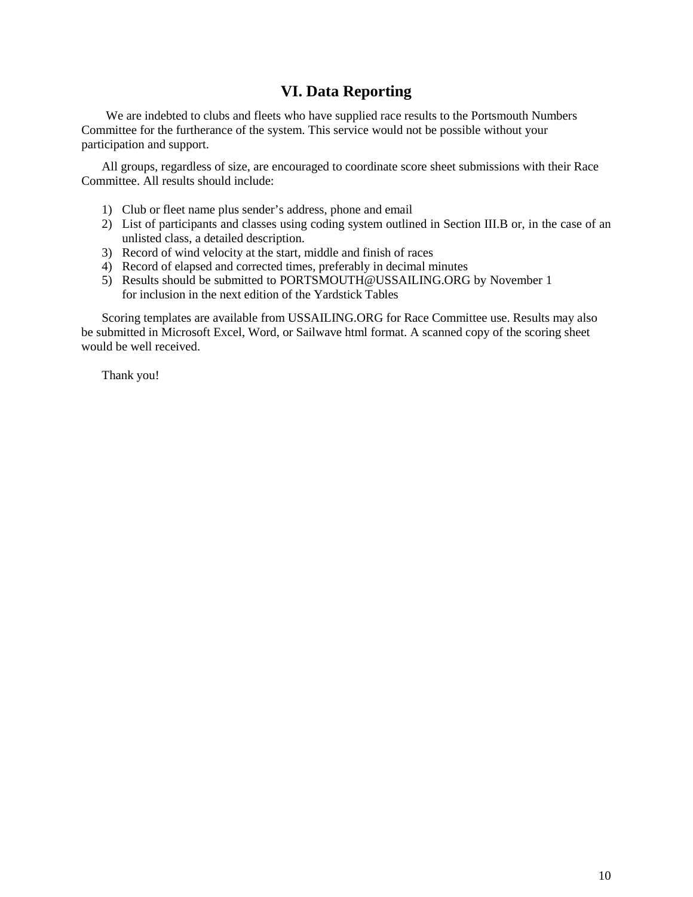# VI. Data Reporting

We are indebted to clubs and fleets who have supplied race results to the Portsmouth Numbers Committee for the furtherance of the system. This service would not be possible without your participation and support.

All groups, regardless of size, are encouraged to coordinate score sheet submissions with their Race Committee. All results should include:

1) Club or fleet name plus sender's address, phone and email
2) List of participants and classes using coding system outlined in Section III.B or, in the case of an unlisted class, a detailed description.
3) Record of wind velocity at the start, middle and finish of races
4) Record of elapsed and corrected times, preferably in decimal minutes
5) Results should be submitted to PORTSMOUTH@USSAILING.ORG by November 1 for inclusion in the next edition of the Yardstick Tables

Scoring templates are available from USSAILING.ORG for Race Committee use. Results may also be submitted in Microsoft Excel, Word, or Sailwave html format. A scanned copy of the scoring sheet would be well received.

Thank you!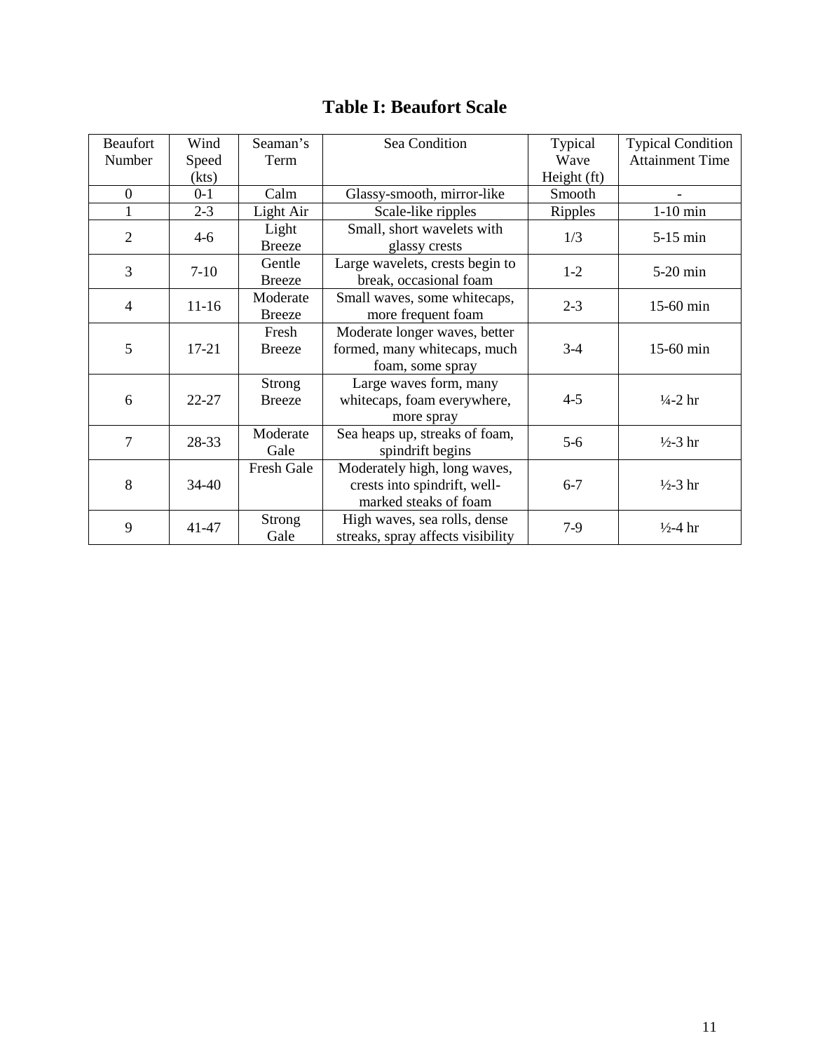## Table I: Beaufort Scale

| Beaufort Number | Wind Speed (kts) | Seaman's Term | Sea Condition | Typical Wave Height (ft) | Typical Condition Attainment Time |
|---|---|---|---|---|---|
| 0 | 0-1 | Calm | Glassy-smooth, mirror-like | Smooth | - |
| 1 | 2-3 | Light Air | Scale-like ripples | Ripples | 1-10 min |
| 2 | 4-6 | Light Breeze | Small, short wavelets with glassy crests | 1/3 | 5-15 min |
| 3 | 7-10 | Gentle Breeze | Large wavelets, crests begin to break, occasional foam | 1-2 | 5-20 min |
| 4 | 11-16 | Moderate Breeze | Small waves, some whitecaps, more frequent foam | 2-3 | 15-60 min |
| 5 | 17-21 | Fresh Breeze | Moderate longer waves, better formed, many whitecaps, much foam, some spray | 3-4 | 15-60 min |
| 6 | 22-27 | Strong Breeze | Large waves form, many whitecaps, foam everywhere, more spray | 4-5 | ¼-2 hr |
| 7 | 28-33 | Moderate Gale | Sea heaps up, streaks of foam, spindrift begins | 5-6 | ½-3 hr |
| 8 | 34-40 | Fresh Gale | Moderately high, long waves, crests into spindrift, well-marked steaks of foam | 6-7 | ½-3 hr |
| 9 | 41-47 | Strong Gale | High waves, sea rolls, dense streaks, spray affects visibility | 7-9 | ½-4 hr |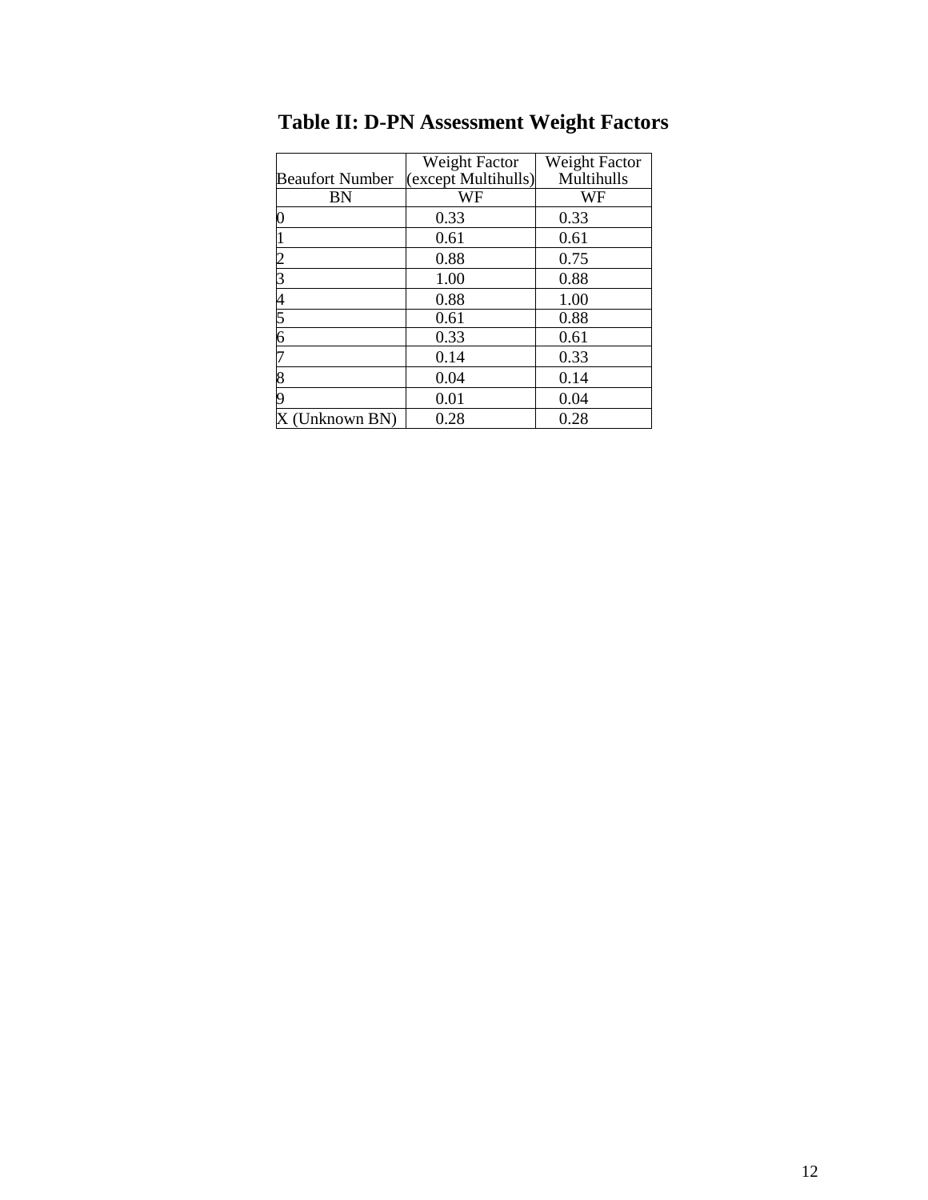# Table II: D-PN Assessment Weight Factors

| Beaufort Number | Weight Factor (except Multihulls) | Weight Factor Multihulls |
|---|---|---|
| BN | WF | WF |
| 0 | 0.33 | 0.33 |
| 1 | 0.61 | 0.61 |
| 2 | 0.88 | 0.75 |
| 3 | 1.00 | 0.88 |
| 4 | 0.88 | 1.00 |
| 5 | 0.61 | 0.88 |
| 6 | 0.33 | 0.61 |
| 7 | 0.14 | 0.33 |
| 8 | 0.04 | 0.14 |
| 9 | 0.01 | 0.04 |
| X (Unknown BN) | 0.28 | 0.28 |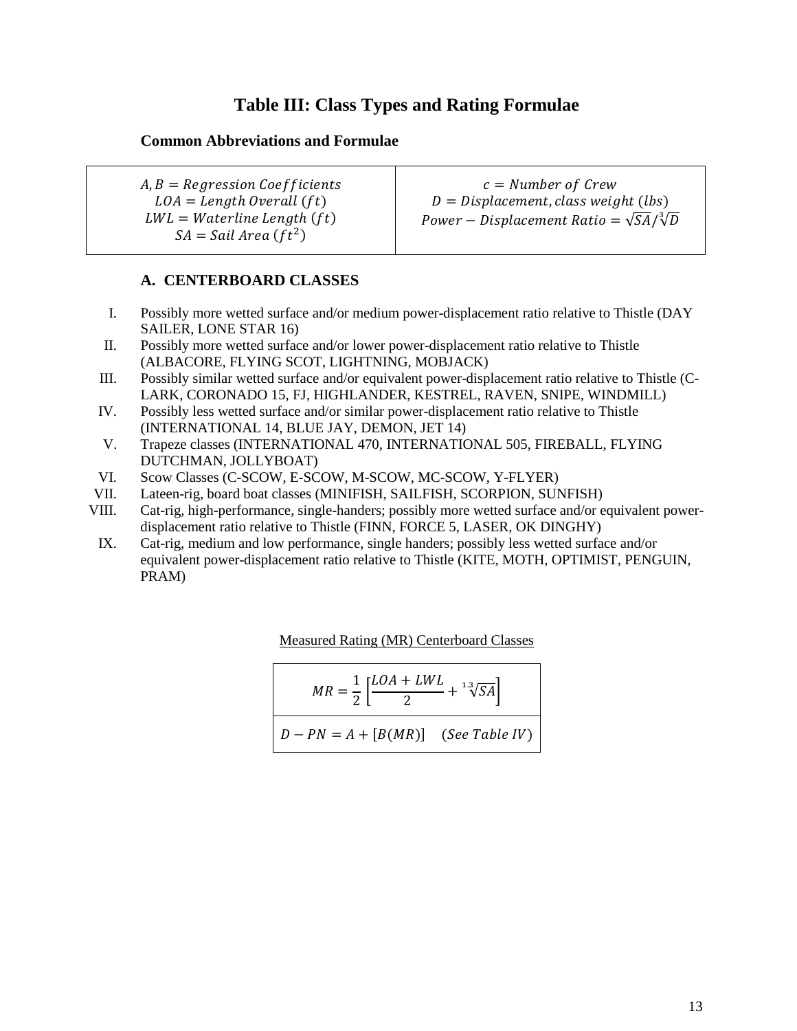# Table III: Class Types and Rating Formulae

### Common Abbreviations and Formulae

| | |
|---|---|
| $A, B = Regression\ Coefficients$<br>$LOA = Length\ Overall\ (ft)$<br>$LWL = Waterline\ Length\ (ft)$<br>$SA = Sail\ Area\ (ft^2)$ | $c = Number\ of\ Crew$<br>$D = Displacement, class\ weight\ (lbs)$<br>$Power - Displacement\ Ratio = \sqrt{SA}/\sqrt[3]{D}$ |

### A. CENTERBOARD CLASSES

I. Possibly more wetted surface and/or medium power-displacement ratio relative to Thistle (DAY SAILER, LONE STAR 16)

II. Possibly more wetted surface and/or lower power-displacement ratio relative to Thistle (ALBACORE, FLYING SCOT, LIGHTNING, MOBJACK)

III. Possibly similar wetted surface and/or equivalent power-displacement ratio relative to Thistle (C-LARK, CORONADO 15, FJ, HIGHLANDER, KESTREL, RAVEN, SNIPE, WINDMILL)

IV. Possibly less wetted surface and/or similar power-displacement ratio relative to Thistle (INTERNATIONAL 14, BLUE JAY, DEMON, JET 14)

V. Trapeze classes (INTERNATIONAL 470, INTERNATIONAL 505, FIREBALL, FLYING DUTCHMAN, JOLLYBOAT)

VI. Scow Classes (C-SCOW, E-SCOW, M-SCOW, MC-SCOW, Y-FLYER)

VII. Lateen-rig, board boat classes (MINIFISH, SAILFISH, SCORPION, SUNFISH)

VIII. Cat-rig, high-performance, single-handers; possibly more wetted surface and/or equivalent power-displacement ratio relative to Thistle (FINN, FORCE 5, LASER, OK DINGHY)

IX. Cat-rig, medium and low performance, single handers; possibly less wetted surface and/or equivalent power-displacement ratio relative to Thistle (KITE, MOTH, OPTIMIST, PENGUIN, PRAM)

Measured Rating (MR) Centerboard Classes

$$MR = \frac{1}{2}\left[\frac{LOA + LWL}{2} + \sqrt[1.3]{SA}\right]$$

$$D - PN = A + [B(MR)] \quad (See\ Table\ IV)$$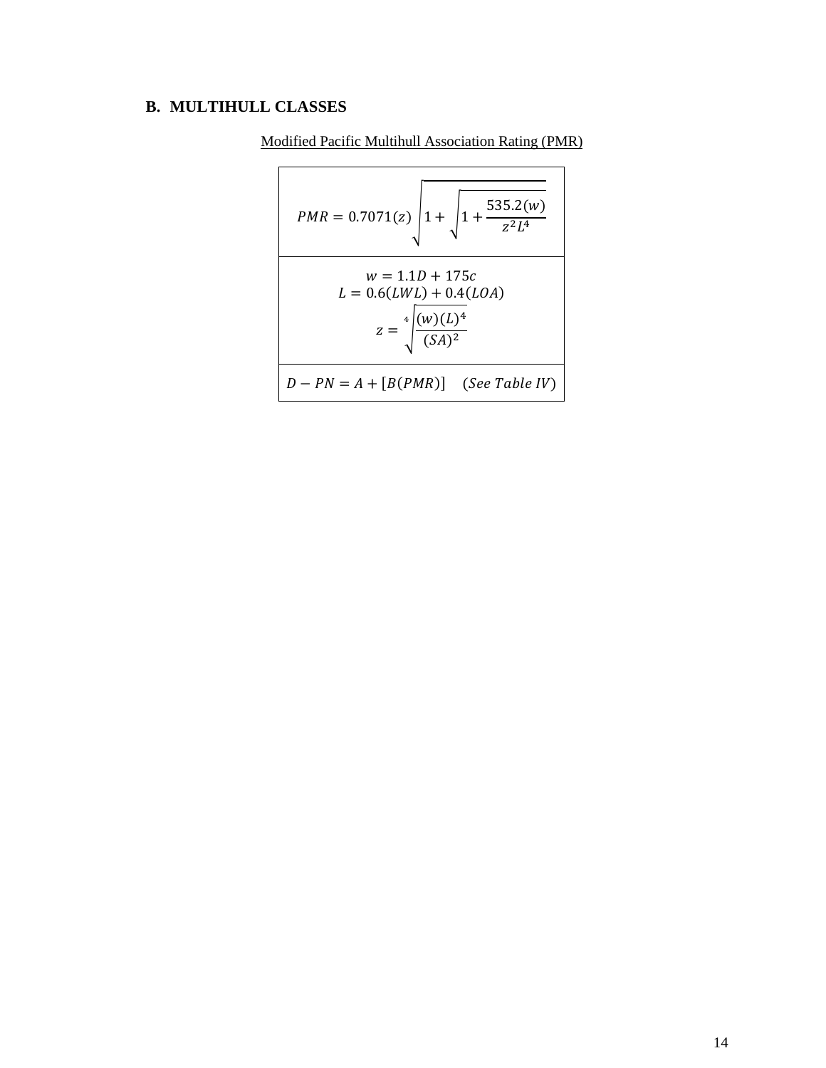## B. MULTIHULL CLASSES

Modified Pacific Multihull Association Rating (PMR)

$$PMR = 0.7071(z)\sqrt{1 + \sqrt{1 + \frac{535.2(w)}{z^2 L^4}}}$$

$$w = 1.1D + 175c$$

$$L = 0.6(LWL) + 0.4(LOA)$$

$$z = \sqrt[4]{\frac{(w)(L)^4}{(SA)^2}}$$

$$D - PN = A + [B(PMR)] \quad (See\ Table\ IV)$$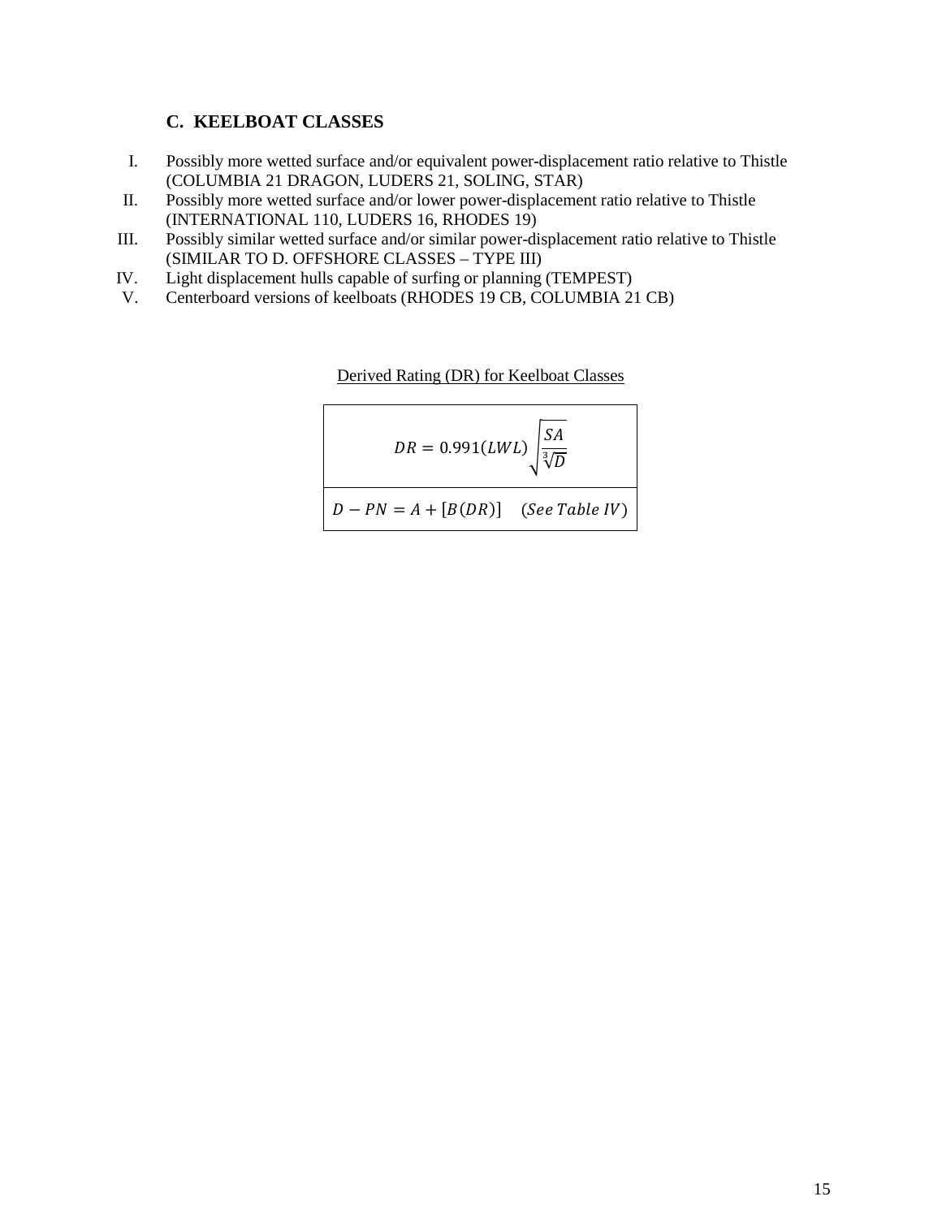### C. KEELBOAT CLASSES

I. Possibly more wetted surface and/or equivalent power-displacement ratio relative to Thistle (COLUMBIA 21 DRAGON, LUDERS 21, SOLING, STAR)

II. Possibly more wetted surface and/or lower power-displacement ratio relative to Thistle (INTERNATIONAL 110, LUDERS 16, RHODES 19)

III. Possibly similar wetted surface and/or similar power-displacement ratio relative to Thistle (SIMILAR TO D. OFFSHORE CLASSES – TYPE III)

IV. Light displacement hulls capable of surfing or planning (TEMPEST)

V. Centerboard versions of keelboats (RHODES 19 CB, COLUMBIA 21 CB)

Derived Rating (DR) for Keelboat Classes

$$DR = 0.991(LWL)\sqrt{\frac{SA}{\sqrt[3]{D}}}$$

$$D - PN = A + [B(DR)] \quad (See\ Table\ IV)$$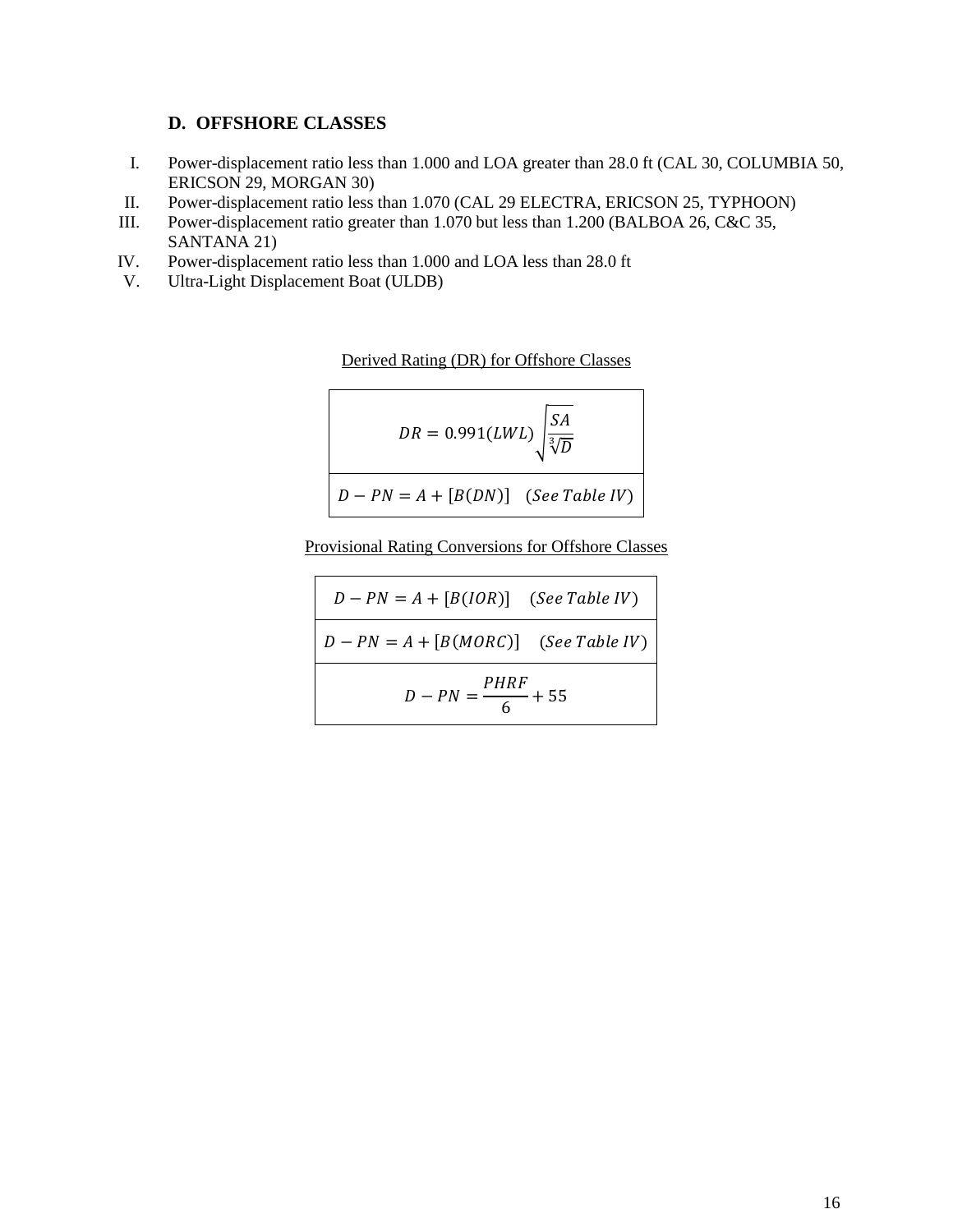### D. OFFSHORE CLASSES

I. Power-displacement ratio less than 1.000 and LOA greater than 28.0 ft (CAL 30, COLUMBIA 50, ERICSON 29, MORGAN 30)
II. Power-displacement ratio less than 1.070 (CAL 29 ELECTRA, ERICSON 25, TYPHOON)
III. Power-displacement ratio greater than 1.070 but less than 1.200 (BALBOA 26, C&C 35, SANTANA 21)
IV. Power-displacement ratio less than 1.000 and LOA less than 28.0 ft
V. Ultra-Light Displacement Boat (ULDB)

Derived Rating (DR) for Offshore Classes

| $DR = 0.991(LWL)\sqrt{\frac{SA}{\sqrt[3]{D}}}$ |
|---|
| $D - PN = A + [B(DN)] \quad (See\ Table\ IV)$ |

Provisional Rating Conversions for Offshore Classes

| $D - PN = A + [B(IOR)] \quad (See\ Table\ IV)$ |
|---|
| $D - PN = A + [B(MORC)] \quad (See\ Table\ IV)$ |
| $D - PN = \frac{PHRF}{6} + 55$ |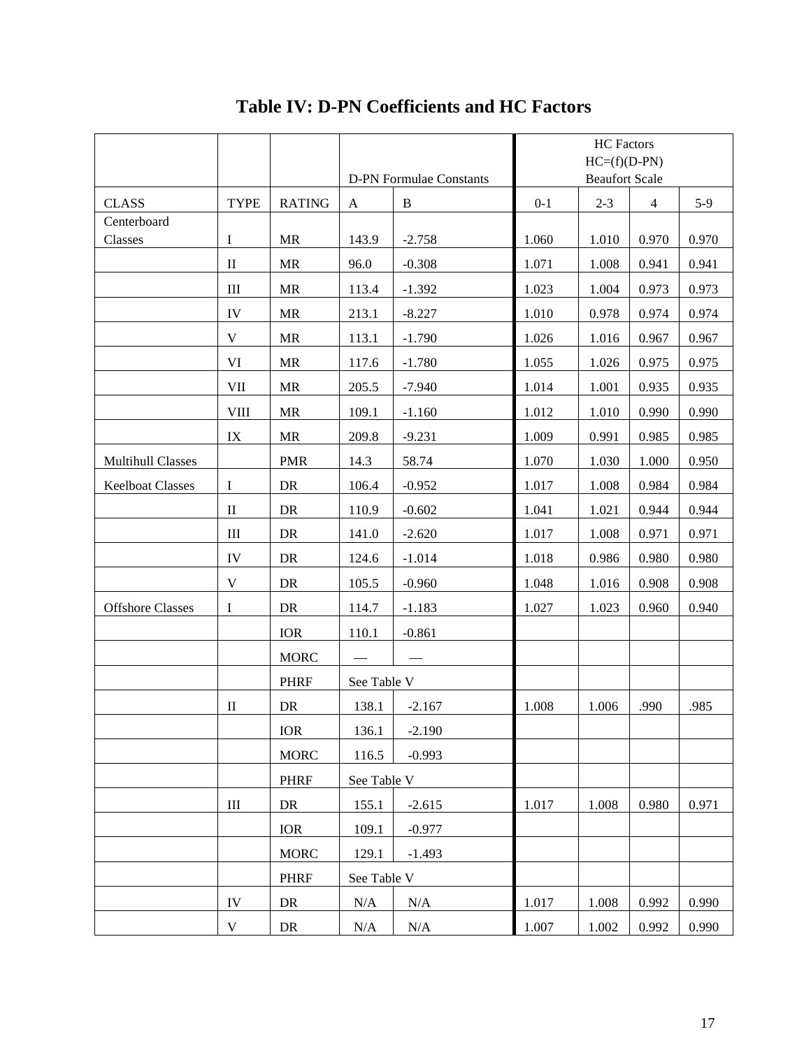# Table IV: D-PN Coefficients and HC Factors

| | | | D-PN Formulae Constants | | HC Factors HC=(f)(D-PN) Beaufort Scale | | | |
|---|---|---|---|---|---|---|---|---|
| CLASS | TYPE | RATING | A | B | 0-1 | 2-3 | 4 | 5-9 |
| Centerboard Classes | I | MR | 143.9 | -2.758 | 1.060 | 1.010 | 0.970 | 0.970 |
| | II | MR | 96.0 | -0.308 | 1.071 | 1.008 | 0.941 | 0.941 |
| | III | MR | 113.4 | -1.392 | 1.023 | 1.004 | 0.973 | 0.973 |
| | IV | MR | 213.1 | -8.227 | 1.010 | 0.978 | 0.974 | 0.974 |
| | V | MR | 113.1 | -1.790 | 1.026 | 1.016 | 0.967 | 0.967 |
| | VI | MR | 117.6 | -1.780 | 1.055 | 1.026 | 0.975 | 0.975 |
| | VII | MR | 205.5 | -7.940 | 1.014 | 1.001 | 0.935 | 0.935 |
| | VIII | MR | 109.1 | -1.160 | 1.012 | 1.010 | 0.990 | 0.990 |
| | IX | MR | 209.8 | -9.231 | 1.009 | 0.991 | 0.985 | 0.985 |
| Multihull Classes | | PMR | 14.3 | 58.74 | 1.070 | 1.030 | 1.000 | 0.950 |
| Keelboat Classes | I | DR | 106.4 | -0.952 | 1.017 | 1.008 | 0.984 | 0.984 |
| | II | DR | 110.9 | -0.602 | 1.041 | 1.021 | 0.944 | 0.944 |
| | III | DR | 141.0 | -2.620 | 1.017 | 1.008 | 0.971 | 0.971 |
| | IV | DR | 124.6 | -1.014 | 1.018 | 0.986 | 0.980 | 0.980 |
| | V | DR | 105.5 | -0.960 | 1.048 | 1.016 | 0.908 | 0.908 |
| Offshore Classes | I | DR | 114.7 | -1.183 | 1.027 | 1.023 | 0.960 | 0.940 |
| | | IOR | 110.1 | -0.861 | | | | |
| | | MORC | — | — | | | | |
| | | PHRF | See Table V | | | | | |
| | II | DR | 138.1 | -2.167 | 1.008 | 1.006 | .990 | .985 |
| | | IOR | 136.1 | -2.190 | | | | |
| | | MORC | 116.5 | -0.993 | | | | |
| | | PHRF | See Table V | | | | | |
| | III | DR | 155.1 | -2.615 | 1.017 | 1.008 | 0.980 | 0.971 |
| | | IOR | 109.1 | -0.977 | | | | |
| | | MORC | 129.1 | -1.493 | | | | |
| | | PHRF | See Table V | | | | | |
| | IV | DR | N/A | N/A | 1.017 | 1.008 | 0.992 | 0.990 |
| | V | DR | N/A | N/A | 1.007 | 1.002 | 0.992 | 0.990 |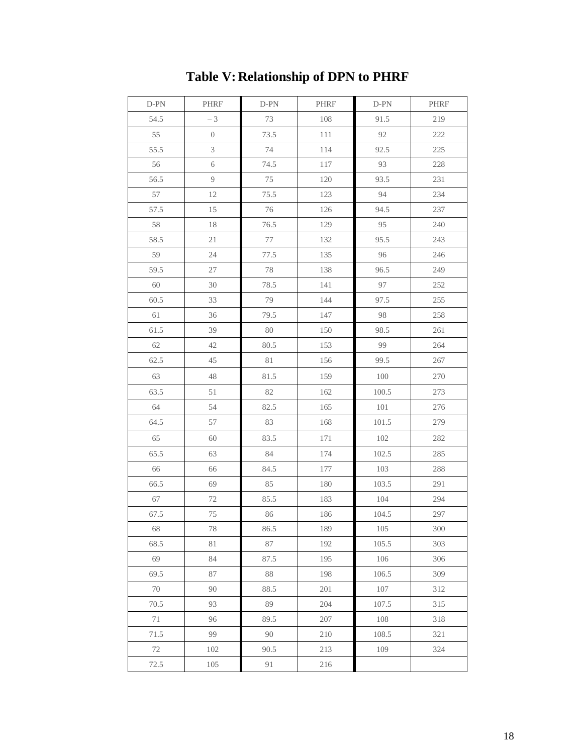# Table V: Relationship of DPN to PHRF

| D-PN | PHRF | D-PN | PHRF | D-PN | PHRF |
|---|---|---|---|---|---|
| 54.5 | – 3 | 73 | 108 | 91.5 | 219 |
| 55 | 0 | 73.5 | 111 | 92 | 222 |
| 55.5 | 3 | 74 | 114 | 92.5 | 225 |
| 56 | 6 | 74.5 | 117 | 93 | 228 |
| 56.5 | 9 | 75 | 120 | 93.5 | 231 |
| 57 | 12 | 75.5 | 123 | 94 | 234 |
| 57.5 | 15 | 76 | 126 | 94.5 | 237 |
| 58 | 18 | 76.5 | 129 | 95 | 240 |
| 58.5 | 21 | 77 | 132 | 95.5 | 243 |
| 59 | 24 | 77.5 | 135 | 96 | 246 |
| 59.5 | 27 | 78 | 138 | 96.5 | 249 |
| 60 | 30 | 78.5 | 141 | 97 | 252 |
| 60.5 | 33 | 79 | 144 | 97.5 | 255 |
| 61 | 36 | 79.5 | 147 | 98 | 258 |
| 61.5 | 39 | 80 | 150 | 98.5 | 261 |
| 62 | 42 | 80.5 | 153 | 99 | 264 |
| 62.5 | 45 | 81 | 156 | 99.5 | 267 |
| 63 | 48 | 81.5 | 159 | 100 | 270 |
| 63.5 | 51 | 82 | 162 | 100.5 | 273 |
| 64 | 54 | 82.5 | 165 | 101 | 276 |
| 64.5 | 57 | 83 | 168 | 101.5 | 279 |
| 65 | 60 | 83.5 | 171 | 102 | 282 |
| 65.5 | 63 | 84 | 174 | 102.5 | 285 |
| 66 | 66 | 84.5 | 177 | 103 | 288 |
| 66.5 | 69 | 85 | 180 | 103.5 | 291 |
| 67 | 72 | 85.5 | 183 | 104 | 294 |
| 67.5 | 75 | 86 | 186 | 104.5 | 297 |
| 68 | 78 | 86.5 | 189 | 105 | 300 |
| 68.5 | 81 | 87 | 192 | 105.5 | 303 |
| 69 | 84 | 87.5 | 195 | 106 | 306 |
| 69.5 | 87 | 88 | 198 | 106.5 | 309 |
| 70 | 90 | 88.5 | 201 | 107 | 312 |
| 70.5 | 93 | 89 | 204 | 107.5 | 315 |
| 71 | 96 | 89.5 | 207 | 108 | 318 |
| 71.5 | 99 | 90 | 210 | 108.5 | 321 |
| 72 | 102 | 90.5 | 213 | 109 | 324 |
| 72.5 | 105 | 91 | 216 | | |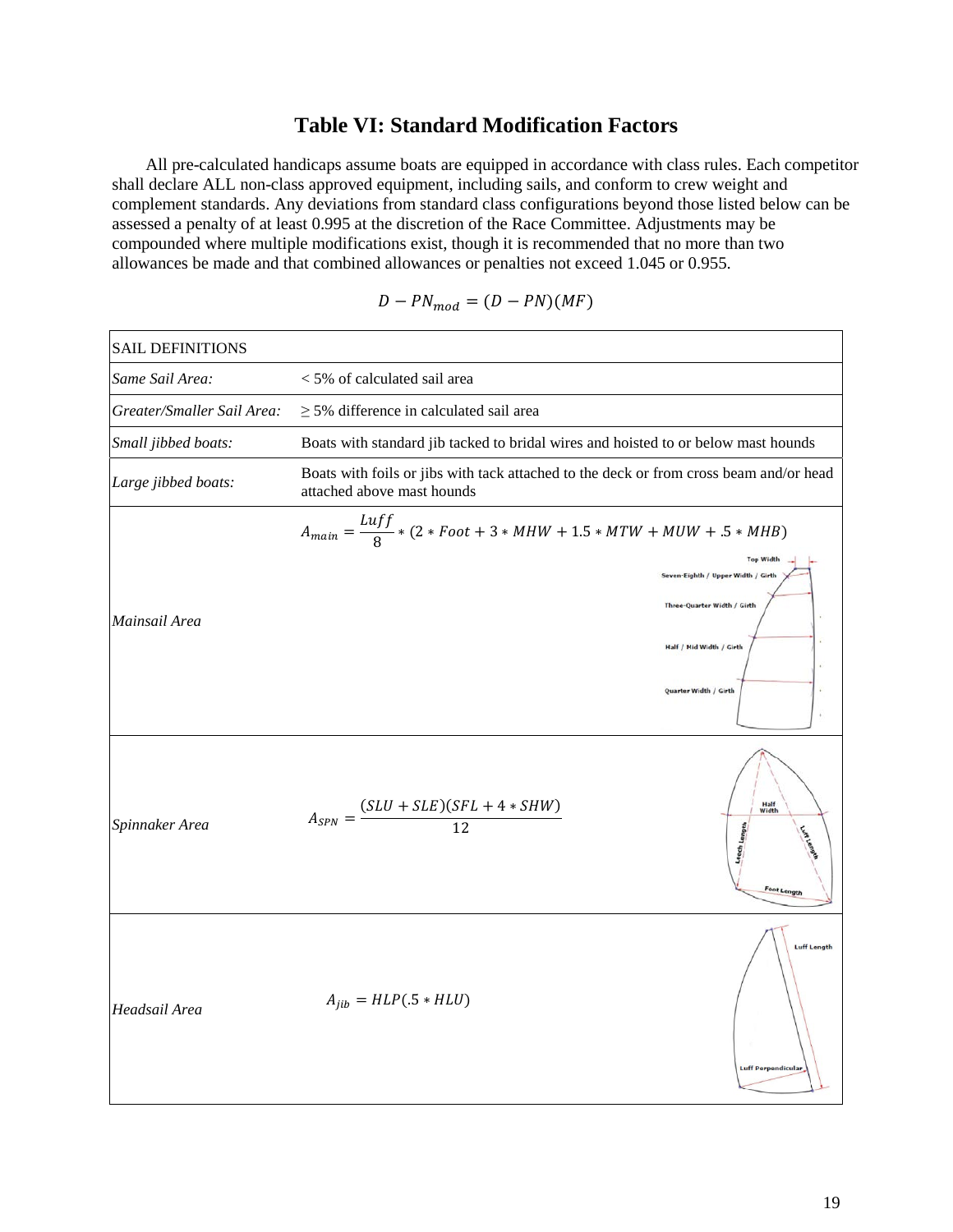## Table VI: Standard Modification Factors

All pre-calculated handicaps assume boats are equipped in accordance with class rules. Each competitor shall declare ALL non-class approved equipment, including sails, and conform to crew weight and complement standards. Any deviations from standard class configurations beyond those listed below can be assessed a penalty of at least 0.995 at the discretion of the Race Committee. Adjustments may be compounded where multiple modifications exist, though it is recommended that no more than two allowances be made and that combined allowances or penalties not exceed 1.045 or 0.955.

$$D - PN_{mod} = (D - PN)(MF)$$

| SAIL DEFINITIONS | |
|---|---|
| *Same Sail Area:* | < 5% of calculated sail area |
| *Greater/Smaller Sail Area:* | ≥ 5% difference in calculated sail area |
| *Small jibbed boats:* | Boats with standard jib tacked to bridal wires and hoisted to or below mast hounds |
| *Large jibbed boats:* | Boats with foils or jibs with tack attached to the deck or from cross beam and/or head attached above mast hounds |
| *Mainsail Area* | $A_{main} = \frac{Luff}{8} * (2 * Foot + 3 * MHW + 1.5 * MTW + MUW + .5 * MHB)$ |
| *Spinnaker Area* | $A_{SPN} = \frac{(SLU + SLE)(SFL + 4 * SHW)}{12}$ |
| *Headsail Area* | $A_{jib} = HLP(.5 * HLU)$ |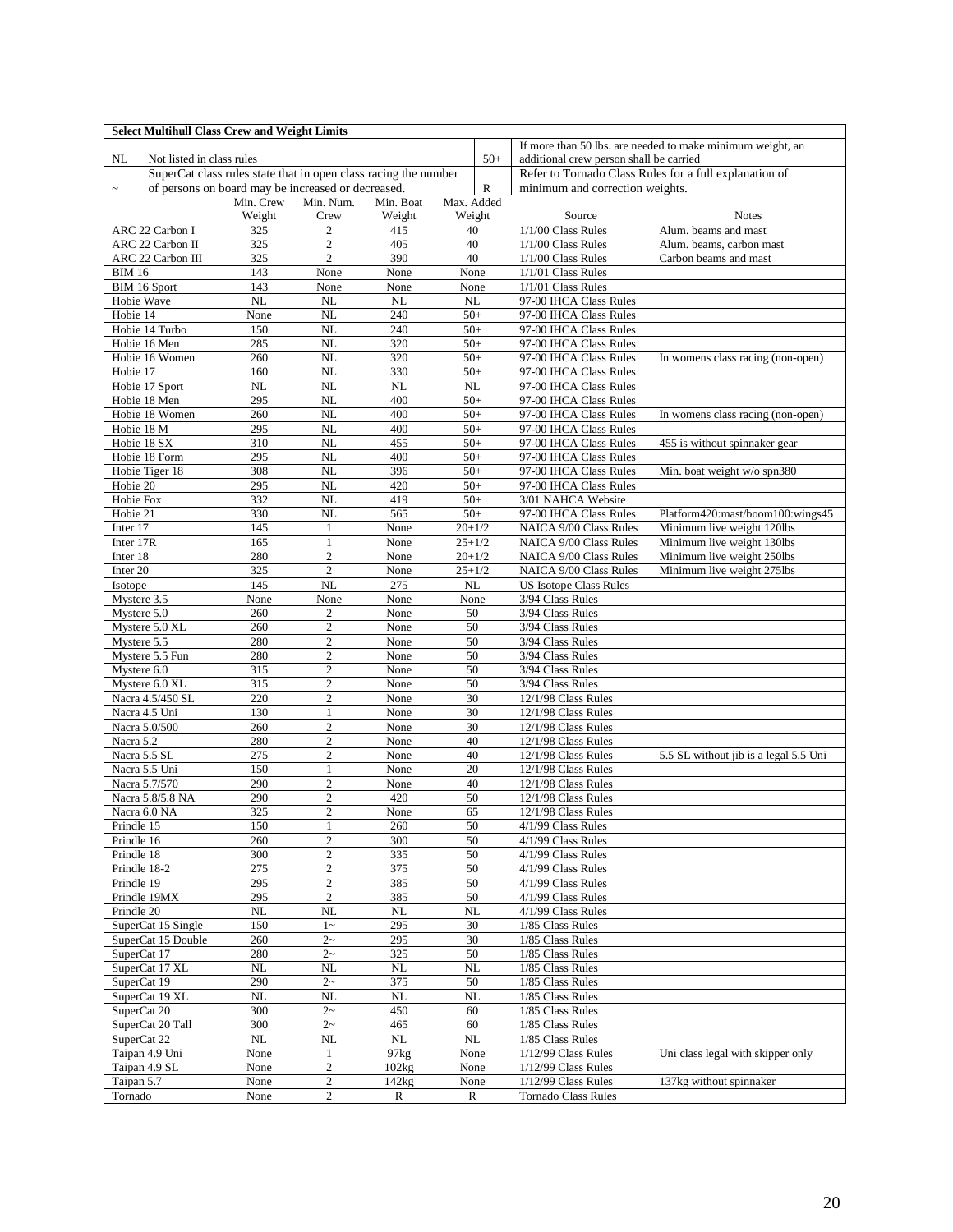**Select Multihull Class Crew and Weight Limits**

| | | | |
|---|---|---|---|
| NL | Not listed in class rules | 50+ | If more than 50 lbs. are needed to make minimum weight, an additional crew person shall be carried |
| ~ | SuperCat class rules state that in open class racing the number of persons on board may be increased or decreased. | R | Refer to Tornado Class Rules for a full explanation of minimum and correction weights. |

| | Min. Crew Weight | Min. Num. Crew | Min. Boat Weight | Max. Added Weight | Source | Notes |
|---|---|---|---|---|---|---|
| ARC 22 Carbon I | 325 | 2 | 415 | 40 | 1/1/00 Class Rules | Alum. beams and mast |
| ARC 22 Carbon II | 325 | 2 | 405 | 40 | 1/1/00 Class Rules | Alum. beams, carbon mast |
| ARC 22 Carbon III | 325 | 2 | 390 | 40 | 1/1/00 Class Rules | Carbon beams and mast |
| BIM 16 | 143 | None | None | None | 1/1/01 Class Rules | |
| BIM 16 Sport | 143 | None | None | None | 1/1/01 Class Rules | |
| Hobie Wave | NL | NL | NL | NL | 97-00 IHCA Class Rules | |
| Hobie 14 | None | NL | 240 | 50+ | 97-00 IHCA Class Rules | |
| Hobie 14 Turbo | 150 | NL | 240 | 50+ | 97-00 IHCA Class Rules | |
| Hobie 16 Men | 285 | NL | 320 | 50+ | 97-00 IHCA Class Rules | |
| Hobie 16 Women | 260 | NL | 320 | 50+ | 97-00 IHCA Class Rules | In womens class racing (non-open) |
| Hobie 17 | 160 | NL | 330 | 50+ | 97-00 IHCA Class Rules | |
| Hobie 17 Sport | NL | NL | NL | NL | 97-00 IHCA Class Rules | |
| Hobie 18 Men | 295 | NL | 400 | 50+ | 97-00 IHCA Class Rules | |
| Hobie 18 Women | 260 | NL | 400 | 50+ | 97-00 IHCA Class Rules | In womens class racing (non-open) |
| Hobie 18 M | 295 | NL | 400 | 50+ | 97-00 IHCA Class Rules | |
| Hobie 18 SX | 310 | NL | 455 | 50+ | 97-00 IHCA Class Rules | 455 is without spinnaker gear |
| Hobie 18 Form | 295 | NL | 400 | 50+ | 97-00 IHCA Class Rules | |
| Hobie Tiger 18 | 308 | NL | 396 | 50+ | 97-00 IHCA Class Rules | Min. boat weight w/o spn380 |
| Hobie 20 | 295 | NL | 420 | 50+ | 97-00 IHCA Class Rules | |
| Hobie Fox | 332 | NL | 419 | 50+ | 3/01 NAHCA Website | |
| Hobie 21 | 330 | NL | 565 | 50+ | 97-00 IHCA Class Rules | Platform420:mast/boom100:wings45 |
| Inter 17 | 145 | 1 | None | 20+1/2 | NAICA 9/00 Class Rules | Minimum live weight 120lbs |
| Inter 17R | 165 | 1 | None | 25+1/2 | NAICA 9/00 Class Rules | Minimum live weight 130lbs |
| Inter 18 | 280 | 2 | None | 20+1/2 | NAICA 9/00 Class Rules | Minimum live weight 250lbs |
| Inter 20 | 325 | 2 | None | 25+1/2 | NAICA 9/00 Class Rules | Minimum live weight 275lbs |
| Isotope | 145 | NL | 275 | NL | US Isotope Class Rules | |
| Mystere 3.5 | None | None | None | None | 3/94 Class Rules | |
| Mystere 5.0 | 260 | 2 | None | 50 | 3/94 Class Rules | |
| Mystere 5.0 XL | 260 | 2 | None | 50 | 3/94 Class Rules | |
| Mystere 5.5 | 280 | 2 | None | 50 | 3/94 Class Rules | |
| Mystere 5.5 Fun | 280 | 2 | None | 50 | 3/94 Class Rules | |
| Mystere 6.0 | 315 | 2 | None | 50 | 3/94 Class Rules | |
| Mystere 6.0 XL | 315 | 2 | None | 50 | 3/94 Class Rules | |
| Nacra 4.5/450 SL | 220 | 2 | None | 30 | 12/1/98 Class Rules | |
| Nacra 4.5 Uni | 130 | 1 | None | 30 | 12/1/98 Class Rules | |
| Nacra 5.0/500 | 260 | 2 | None | 30 | 12/1/98 Class Rules | |
| Nacra 5.2 | 280 | 2 | None | 40 | 12/1/98 Class Rules | |
| Nacra 5.5 SL | 275 | 2 | None | 40 | 12/1/98 Class Rules | 5.5 SL without jib is a legal 5.5 Uni |
| Nacra 5.5 Uni | 150 | 1 | None | 20 | 12/1/98 Class Rules | |
| Nacra 5.7/570 | 290 | 2 | None | 40 | 12/1/98 Class Rules | |
| Nacra 5.8/5.8 NA | 290 | 2 | 420 | 50 | 12/1/98 Class Rules | |
| Nacra 6.0 NA | 325 | 2 | None | 65 | 12/1/98 Class Rules | |
| Prindle 15 | 150 | 1 | 260 | 50 | 4/1/99 Class Rules | |
| Prindle 16 | 260 | 2 | 300 | 50 | 4/1/99 Class Rules | |
| Prindle 18 | 300 | 2 | 335 | 50 | 4/1/99 Class Rules | |
| Prindle 18-2 | 275 | 2 | 375 | 50 | 4/1/99 Class Rules | |
| Prindle 19 | 295 | 2 | 385 | 50 | 4/1/99 Class Rules | |
| Prindle 19MX | 295 | 2 | 385 | 50 | 4/1/99 Class Rules | |
| Prindle 20 | NL | NL | NL | NL | 4/1/99 Class Rules | |
| SuperCat 15 Single | 150 | 1~ | 295 | 30 | 1/85 Class Rules | |
| SuperCat 15 Double | 260 | 2~ | 295 | 30 | 1/85 Class Rules | |
| SuperCat 17 | 280 | 2~ | 325 | 50 | 1/85 Class Rules | |
| SuperCat 17 XL | NL | NL | NL | NL | 1/85 Class Rules | |
| SuperCat 19 | 290 | 2~ | 375 | 50 | 1/85 Class Rules | |
| SuperCat 19 XL | NL | NL | NL | NL | 1/85 Class Rules | |
| SuperCat 20 | 300 | 2~ | 450 | 60 | 1/85 Class Rules | |
| SuperCat 20 Tall | 300 | 2~ | 465 | 60 | 1/85 Class Rules | |
| SuperCat 22 | NL | NL | NL | NL | 1/85 Class Rules | |
| Taipan 4.9 Uni | None | 1 | 97kg | None | 1/12/99 Class Rules | Uni class legal with skipper only |
| Taipan 4.9 SL | None | 2 | 102kg | None | 1/12/99 Class Rules | |
| Taipan 5.7 | None | 2 | 142kg | None | 1/12/99 Class Rules | 137kg without spinnaker |
| Tornado | None | 2 | R | R | Tornado Class Rules | |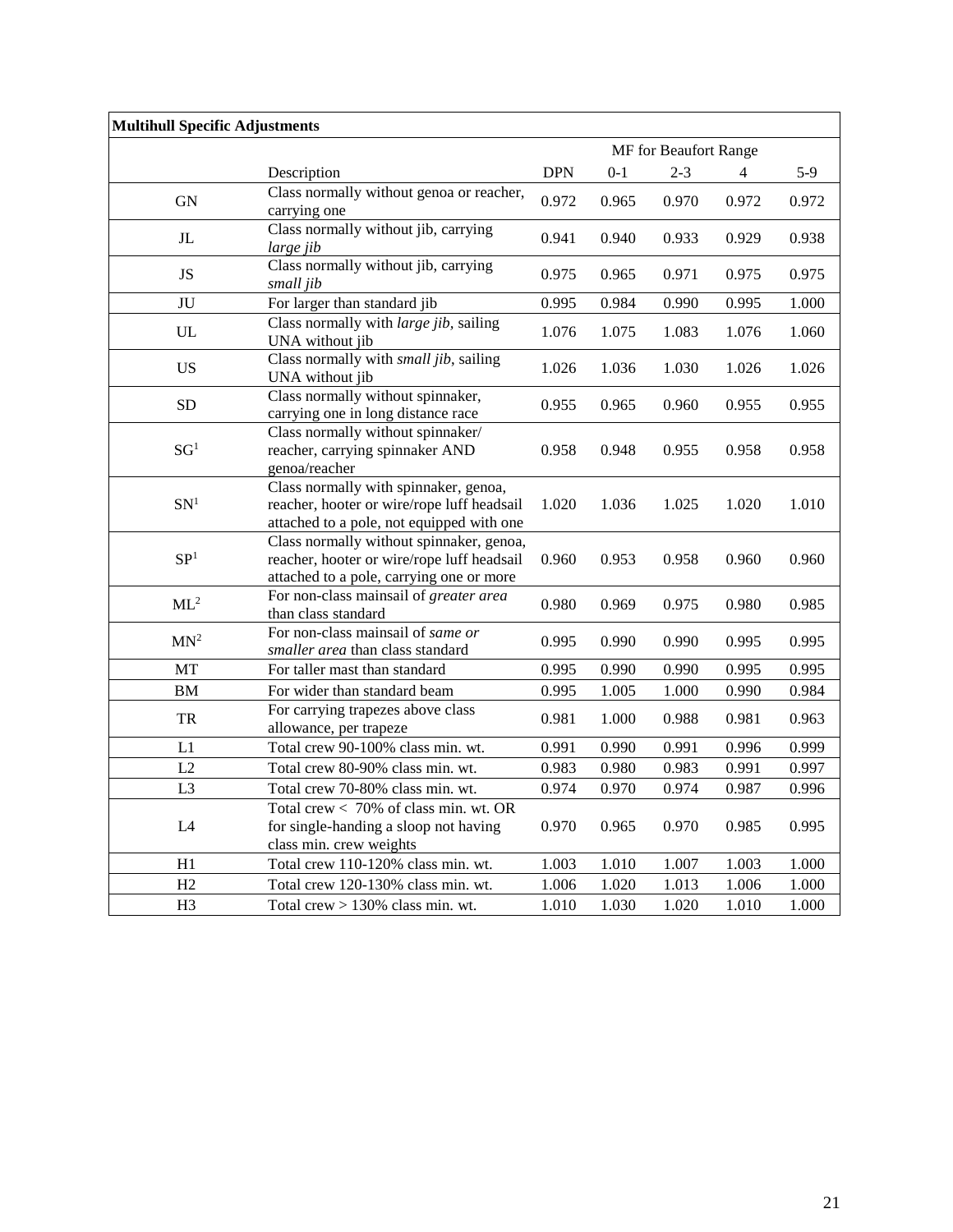| **Multihull Specific Adjustments** | | | | | | |
|---|---|---|---|---|---|---|
| | | | MF for Beaufort Range | | | |
| | Description | DPN | 0-1 | 2-3 | 4 | 5-9 |
| GN | Class normally without genoa or reacher, carrying one | 0.972 | 0.965 | 0.970 | 0.972 | 0.972 |
| JL | Class normally without jib, carrying *large jib* | 0.941 | 0.940 | 0.933 | 0.929 | 0.938 |
| JS | Class normally without jib, carrying *small jib* | 0.975 | 0.965 | 0.971 | 0.975 | 0.975 |
| JU | For larger than standard jib | 0.995 | 0.984 | 0.990 | 0.995 | 1.000 |
| UL | Class normally with *large jib*, sailing UNA without jib | 1.076 | 1.075 | 1.083 | 1.076 | 1.060 |
| US | Class normally with *small jib*, sailing UNA without jib | 1.026 | 1.036 | 1.030 | 1.026 | 1.026 |
| SD | Class normally without spinnaker, carrying one in long distance race | 0.955 | 0.965 | 0.960 | 0.955 | 0.955 |
| SG[1] | Class normally without spinnaker/ reacher, carrying spinnaker AND genoa/reacher | 0.958 | 0.948 | 0.955 | 0.958 | 0.958 |
| SN[1] | Class normally with spinnaker, genoa, reacher, hooter or wire/rope luff headsail attached to a pole, not equipped with one | 1.020 | 1.036 | 1.025 | 1.020 | 1.010 |
| SP[1] | Class normally without spinnaker, genoa, reacher, hooter or wire/rope luff headsail attached to a pole, carrying one or more | 0.960 | 0.953 | 0.958 | 0.960 | 0.960 |
| ML[2] | For non-class mainsail of *greater area* than class standard | 0.980 | 0.969 | 0.975 | 0.980 | 0.985 |
| MN[2] | For non-class mainsail of *same or smaller area* than class standard | 0.995 | 0.990 | 0.990 | 0.995 | 0.995 |
| MT | For taller mast than standard | 0.995 | 0.990 | 0.990 | 0.995 | 0.995 |
| BM | For wider than standard beam | 0.995 | 1.005 | 1.000 | 0.990 | 0.984 |
| TR | For carrying trapezes above class allowance, per trapeze | 0.981 | 1.000 | 0.988 | 0.981 | 0.963 |
| L1 | Total crew 90-100% class min. wt. | 0.991 | 0.990 | 0.991 | 0.996 | 0.999 |
| L2 | Total crew 80-90% class min. wt. | 0.983 | 0.980 | 0.983 | 0.991 | 0.997 |
| L3 | Total crew 70-80% class min. wt. | 0.974 | 0.970 | 0.974 | 0.987 | 0.996 |
| L4 | Total crew < 70% of class min. wt. OR for single-handing a sloop not having class min. crew weights | 0.970 | 0.965 | 0.970 | 0.985 | 0.995 |
| H1 | Total crew 110-120% class min. wt. | 1.003 | 1.010 | 1.007 | 1.003 | 1.000 |
| H2 | Total crew 120-130% class min. wt. | 1.006 | 1.020 | 1.013 | 1.006 | 1.000 |
| H3 | Total crew > 130% class min. wt. | 1.010 | 1.030 | 1.020 | 1.010 | 1.000 |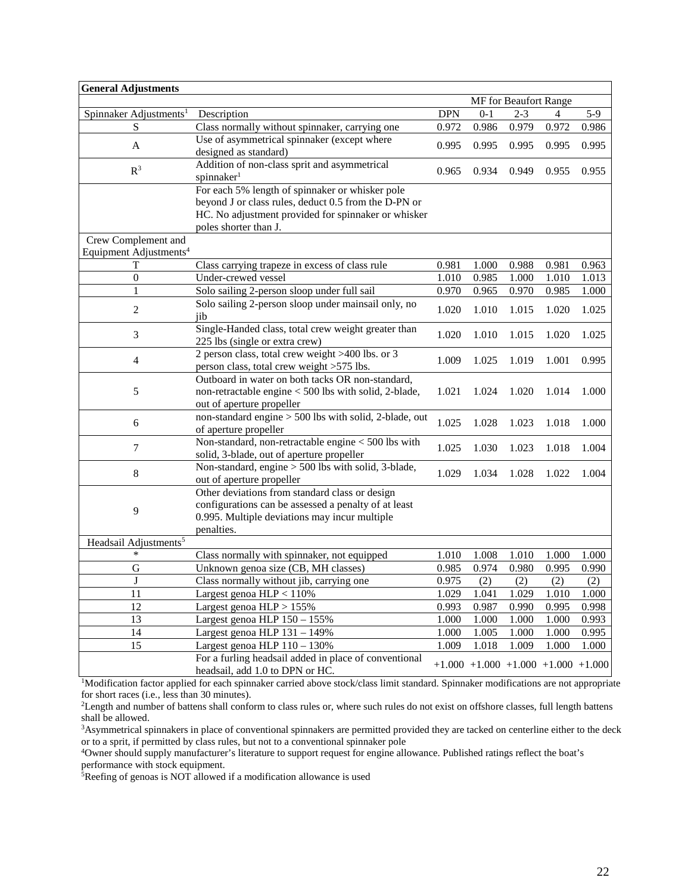| **General Adjustments** | | | | | | |
|---|---|---|---|---|---|---|
| | | | MF for Beaufort Range | | | |
| Spinnaker Adjustments[1] | Description | DPN | 0-1 | 2-3 | 4 | 5-9 |
| S | Class normally without spinnaker, carrying one | 0.972 | 0.986 | 0.979 | 0.972 | 0.986 |
| A | Use of asymmetrical spinnaker (except where designed as standard) | 0.995 | 0.995 | 0.995 | 0.995 | 0.995 |
| R[3] | Addition of non-class sprit and asymmetrical spinnaker[1] | 0.965 | 0.934 | 0.949 | 0.955 | 0.955 |
| | For each 5% length of spinnaker or whisker pole beyond J or class rules, deduct 0.5 from the D-PN or HC. No adjustment provided for spinnaker or whisker poles shorter than J. | | | | | |
| Crew Complement and Equipment Adjustments[4] | | | | | | |
| T | Class carrying trapeze in excess of class rule | 0.981 | 1.000 | 0.988 | 0.981 | 0.963 |
| 0 | Under-crewed vessel | 1.010 | 0.985 | 1.000 | 1.010 | 1.013 |
| 1 | Solo sailing 2-person sloop under full sail | 0.970 | 0.965 | 0.970 | 0.985 | 1.000 |
| 2 | Solo sailing 2-person sloop under mainsail only, no jib | 1.020 | 1.010 | 1.015 | 1.020 | 1.025 |
| 3 | Single-Handed class, total crew weight greater than 225 lbs (single or extra crew) | 1.020 | 1.010 | 1.015 | 1.020 | 1.025 |
| 4 | 2 person class, total crew weight >400 lbs. or 3 person class, total crew weight >575 lbs. | 1.009 | 1.025 | 1.019 | 1.001 | 0.995 |
| 5 | Outboard in water on both tacks OR non-standard, non-retractable engine < 500 lbs with solid, 2-blade, out of aperture propeller | 1.021 | 1.024 | 1.020 | 1.014 | 1.000 |
| 6 | non-standard engine > 500 lbs with solid, 2-blade, out of aperture propeller | 1.025 | 1.028 | 1.023 | 1.018 | 1.000 |
| 7 | Non-standard, non-retractable engine < 500 lbs with solid, 3-blade, out of aperture propeller | 1.025 | 1.030 | 1.023 | 1.018 | 1.004 |
| 8 | Non-standard, engine > 500 lbs with solid, 3-blade, out of aperture propeller | 1.029 | 1.034 | 1.028 | 1.022 | 1.004 |
| 9 | Other deviations from standard class or design configurations can be assessed a penalty of at least 0.995. Multiple deviations may incur multiple penalties. | | | | | |
| Headsail Adjustments[5] | | | | | | |
| * | Class normally with spinnaker, not equipped | 1.010 | 1.008 | 1.010 | 1.000 | 1.000 |
| G | Unknown genoa size (CB, MH classes) | 0.985 | 0.974 | 0.980 | 0.995 | 0.990 |
| J | Class normally without jib, carrying one | 0.975 | (2) | (2) | (2) | (2) |
| 11 | Largest genoa HLP < 110% | 1.029 | 1.041 | 1.029 | 1.010 | 1.000 |
| 12 | Largest genoa HLP > 155% | 0.993 | 0.987 | 0.990 | 0.995 | 0.998 |
| 13 | Largest genoa HLP 150 – 155% | 1.000 | 1.000 | 1.000 | 1.000 | 0.993 |
| 14 | Largest genoa HLP 131 – 149% | 1.000 | 1.005 | 1.000 | 1.000 | 0.995 |
| 15 | Largest genoa HLP 110 – 130% | 1.009 | 1.018 | 1.009 | 1.000 | 1.000 |
| | For a furling headsail added in place of conventional headsail, add 1.0 to DPN or HC. | +1.000 | +1.000 | +1.000 | +1.000 | +1.000 |

[1]Modification factor applied for each spinnaker carried above stock/class limit standard. Spinnaker modifications are not appropriate for short races (i.e., less than 30 minutes).

[2]Length and number of battens shall conform to class rules or, where such rules do not exist on offshore classes, full length battens shall be allowed.

[3]Asymmetrical spinnakers in place of conventional spinnakers are permitted provided they are tacked on centerline either to the deck or to a sprit, if permitted by class rules, but not to a conventional spinnaker pole

[4]Owner should supply manufacturer's literature to support request for engine allowance. Published ratings reflect the boat's performance with stock equipment.

[5]Reefing of genoas is NOT allowed if a modification allowance is used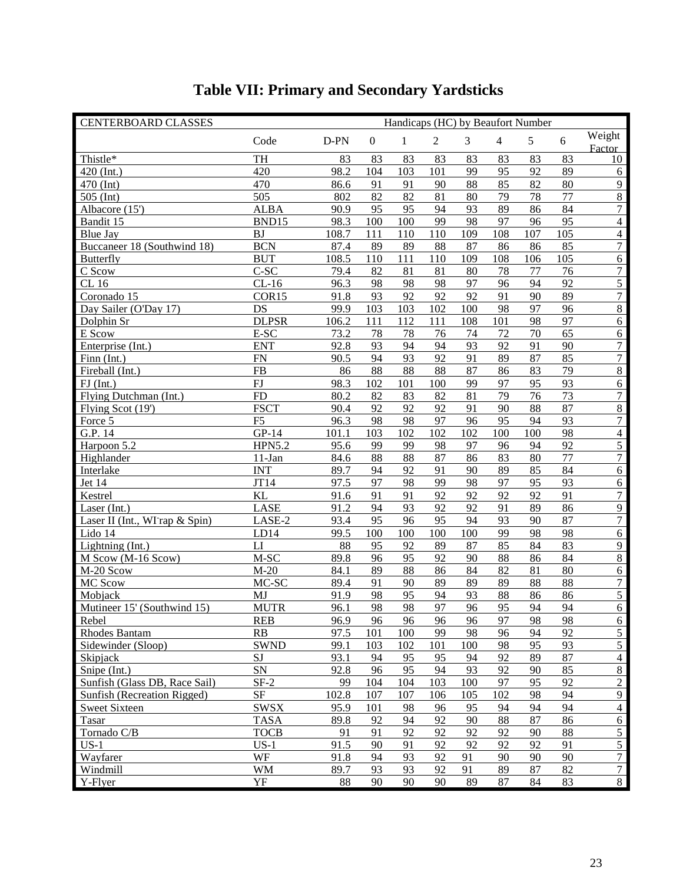# Table VII: Primary and Secondary Yardsticks

| CENTERBOARD CLASSES | | | Handicaps (HC) by Beaufort Number | | | | | | | |
|---|---|---|---|---|---|---|---|---|---|---|
| | Code | D-PN | 0 | 1 | 2 | 3 | 4 | 5 | 6 | Weight Factor |
| Thistle* | TH | 83 | 83 | 83 | 83 | 83 | 83 | 83 | 83 | 10 |
| 420 (Int.) | 420 | 98.2 | 104 | 103 | 101 | 99 | 95 | 92 | 89 | 6 |
| 470 (Int) | 470 | 86.6 | 91 | 91 | 90 | 88 | 85 | 82 | 80 | 9 |
| 505 (Int) | 505 | 802 | 82 | 82 | 81 | 80 | 79 | 78 | 77 | 8 |
| Albacore (15') | ALBA | 90.9 | 95 | 95 | 94 | 93 | 89 | 86 | 84 | 7 |
| Bandit 15 | BND15 | 98.3 | 100 | 100 | 99 | 98 | 97 | 96 | 95 | 4 |
| Blue Jay | BJ | 108.7 | 111 | 110 | 110 | 109 | 108 | 107 | 105 | 4 |
| Buccaneer 18 (Southwind 18) | BCN | 87.4 | 89 | 89 | 88 | 87 | 86 | 86 | 85 | 7 |
| Butterfly | BUT | 108.5 | 110 | 111 | 110 | 109 | 108 | 106 | 105 | 6 |
| C Scow | C-SC | 79.4 | 82 | 81 | 81 | 80 | 78 | 77 | 76 | 7 |
| CL 16 | CL-16 | 96.3 | 98 | 98 | 98 | 97 | 96 | 94 | 92 | 5 |
| Coronado 15 | COR15 | 91.8 | 93 | 92 | 92 | 92 | 91 | 90 | 89 | 7 |
| Day Sailer (O'Day 17) | DS | 99.9 | 103 | 103 | 102 | 100 | 98 | 97 | 96 | 8 |
| Dolphin Sr | DLPSR | 106.2 | 111 | 112 | 111 | 108 | 101 | 98 | 97 | 6 |
| E Scow | E-SC | 73.2 | 78 | 78 | 76 | 74 | 72 | 70 | 65 | 6 |
| Enterprise (Int.) | ENT | 92.8 | 93 | 94 | 94 | 93 | 92 | 91 | 90 | 7 |
| Finn (Int.) | FN | 90.5 | 94 | 93 | 92 | 91 | 89 | 87 | 85 | 7 |
| Fireball (Int.) | FB | 86 | 88 | 88 | 88 | 87 | 86 | 83 | 79 | 8 |
| FJ (Int.) | FJ | 98.3 | 102 | 101 | 100 | 99 | 97 | 95 | 93 | 6 |
| Flying Dutchman (Int.) | FD | 80.2 | 82 | 83 | 82 | 81 | 79 | 76 | 73 | 7 |
| Flying Scot (19') | FSCT | 90.4 | 92 | 92 | 92 | 91 | 90 | 88 | 87 | 8 |
| Force 5 | F5 | 96.3 | 98 | 98 | 97 | 96 | 95 | 94 | 93 | 7 |
| G.P. 14 | GP-14 | 101.1 | 103 | 102 | 102 | 102 | 100 | 100 | 98 | 4 |
| Harpoon 5.2 | HPN5.2 | 95.6 | 99 | 99 | 98 | 97 | 96 | 94 | 92 | 5 |
| Highlander | 11-Jan | 84.6 | 88 | 88 | 87 | 86 | 83 | 80 | 77 | 7 |
| Interlake | INT | 89.7 | 94 | 92 | 91 | 90 | 89 | 85 | 84 | 6 |
| Jet 14 | JT14 | 97.5 | 97 | 98 | 99 | 98 | 97 | 95 | 93 | 6 |
| Kestrel | KL | 91.6 | 91 | 91 | 92 | 92 | 92 | 92 | 91 | 7 |
| Laser (Int.) | LASE | 91.2 | 94 | 93 | 92 | 92 | 91 | 89 | 86 | 9 |
| Laser II (Int., WI-rap & Spin) | LASE-2 | 93.4 | 95 | 96 | 95 | 94 | 93 | 90 | 87 | 7 |
| Lido 14 | LD14 | 99.5 | 100 | 100 | 100 | 100 | 99 | 98 | 98 | 6 |
| Lightning (Int.) | LI | 88 | 95 | 92 | 89 | 87 | 85 | 84 | 83 | 9 |
| M Scow (M-16 Scow) | M-SC | 89.8 | 96 | 95 | 92 | 90 | 88 | 86 | 84 | 8 |
| M-20 Scow | M-20 | 84.1 | 89 | 88 | 86 | 84 | 82 | 81 | 80 | 6 |
| MC Scow | MC-SC | 89.4 | 91 | 90 | 89 | 89 | 89 | 88 | 88 | 7 |
| Mobjack | MJ | 91.9 | 98 | 95 | 94 | 93 | 88 | 86 | 86 | 5 |
| Mutineer 15' (Southwind 15) | MUTR | 96.1 | 98 | 98 | 97 | 96 | 95 | 94 | 94 | 6 |
| Rebel | REB | 96.9 | 96 | 96 | 96 | 96 | 97 | 98 | 98 | 6 |
| Rhodes Bantam | RB | 97.5 | 101 | 100 | 99 | 98 | 96 | 94 | 92 | 5 |
| Sidewinder (Sloop) | SWND | 99.1 | 103 | 102 | 101 | 100 | 98 | 95 | 93 | 5 |
| Skipjack | SJ | 93.1 | 94 | 95 | 95 | 94 | 92 | 89 | 87 | 4 |
| Snipe (Int.) | SN | 92.8 | 96 | 95 | 94 | 93 | 92 | 90 | 85 | 8 |
| Sunfish (Glass DB, Race Sail) | SF-2 | 99 | 104 | 104 | 103 | 100 | 97 | 95 | 92 | 2 |
| Sunfish (Recreation Rigged) | SF | 102.8 | 107 | 107 | 106 | 105 | 102 | 98 | 94 | 9 |
| Sweet Sixteen | SWSX | 95.9 | 101 | 98 | 96 | 95 | 94 | 94 | 94 | 4 |
| Tasar | TASA | 89.8 | 92 | 94 | 92 | 90 | 88 | 87 | 86 | 6 |
| Tornado C/B | TOCB | 91 | 91 | 92 | 92 | 92 | 92 | 90 | 88 | 5 |
| US-1 | US-1 | 91.5 | 90 | 91 | 92 | 92 | 92 | 92 | 91 | 5 |
| Wayfarer | WF | 91.8 | 94 | 93 | 92 | 91 | 90 | 90 | 90 | 7 |
| Windmill | WM | 89.7 | 93 | 93 | 92 | 91 | 89 | 87 | 82 | 7 |
| Y-Flyer | YF | 88 | 90 | 90 | 90 | 89 | 87 | 84 | 83 | 8 |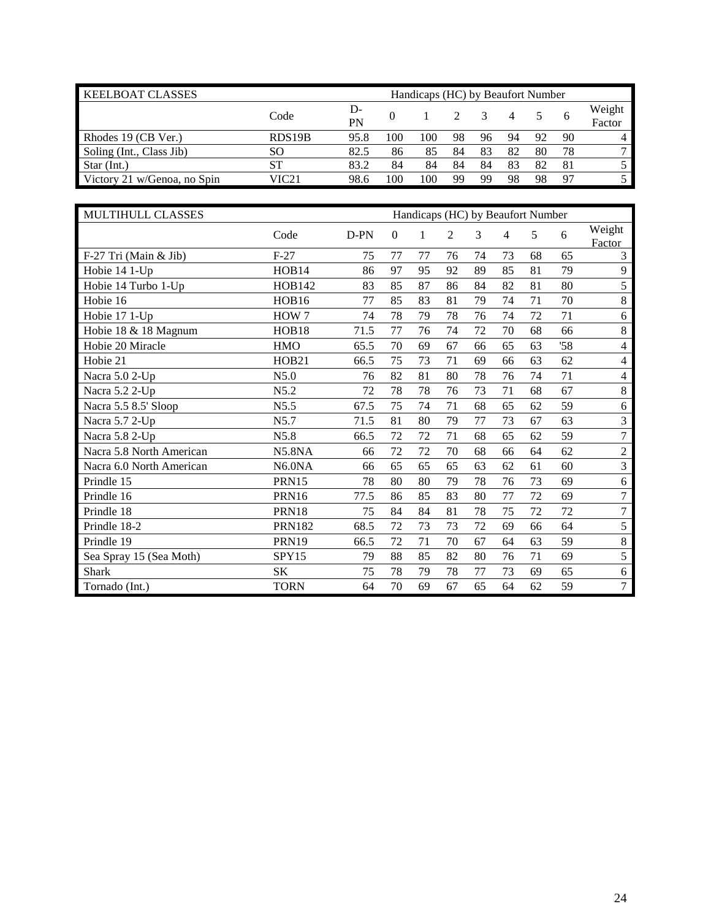| KEELBOAT CLASSES | | Handicaps (HC) by Beaufort Number | | | | | | | | | |
|---|---|---|---|---|---|---|---|---|---|---|---|
| | Code | D-PN | 0 | 1 | 2 | 3 | 4 | 5 | 6 | Weight Factor |
| Rhodes 19 (CB Ver.) | RDS19B | 95.8 | 100 | 100 | 98 | 96 | 94 | 92 | 90 | 4 |
| Soling (Int., Class Jib) | SO | 82.5 | 86 | 85 | 84 | 83 | 82 | 80 | 78 | 7 |
| Star (Int.) | ST | 83.2 | 84 | 84 | 84 | 84 | 83 | 82 | 81 | 5 |
| Victory 21 w/Genoa, no Spin | VIC21 | 98.6 | 100 | 100 | 99 | 99 | 98 | 98 | 97 | 5 |

| MULTIHULL CLASSES | | Handicaps (HC) by Beaufort Number | | | | | | | | |
|---|---|---|---|---|---|---|---|---|---|---|
| | Code | D-PN | 0 | 1 | 2 | 3 | 4 | 5 | 6 | Weight Factor |
| F-27 Tri (Main & Jib) | F-27 | 75 | 77 | 77 | 76 | 74 | 73 | 68 | 65 | 3 |
| Hobie 14 1-Up | HOB14 | 86 | 97 | 95 | 92 | 89 | 85 | 81 | 79 | 9 |
| Hobie 14 Turbo 1-Up | HOB142 | 83 | 85 | 87 | 86 | 84 | 82 | 81 | 80 | 5 |
| Hobie 16 | HOB16 | 77 | 85 | 83 | 81 | 79 | 74 | 71 | 70 | 8 |
| Hobie 17 1-Up | HOW 7 | 74 | 78 | 79 | 78 | 76 | 74 | 72 | 71 | 6 |
| Hobie 18 & 18 Magnum | HOB18 | 71.5 | 77 | 76 | 74 | 72 | 70 | 68 | 66 | 8 |
| Hobie 20 Miracle | HMO | 65.5 | 70 | 69 | 67 | 66 | 65 | 63 | '58 | 4 |
| Hobie 21 | HOB21 | 66.5 | 75 | 73 | 71 | 69 | 66 | 63 | 62 | 4 |
| Nacra 5.0 2-Up | N5.0 | 76 | 82 | 81 | 80 | 78 | 76 | 74 | 71 | 4 |
| Nacra 5.2 2-Up | N5.2 | 72 | 78 | 78 | 76 | 73 | 71 | 68 | 67 | 8 |
| Nacra 5.5 8.5' Sloop | N5.5 | 67.5 | 75 | 74 | 71 | 68 | 65 | 62 | 59 | 6 |
| Nacra 5.7 2-Up | N5.7 | 71.5 | 81 | 80 | 79 | 77 | 73 | 67 | 63 | 3 |
| Nacra 5.8 2-Up | N5.8 | 66.5 | 72 | 72 | 71 | 68 | 65 | 62 | 59 | 7 |
| Nacra 5.8 North American | N5.8NA | 66 | 72 | 72 | 70 | 68 | 66 | 64 | 62 | 2 |
| Nacra 6.0 North American | N6.0NA | 66 | 65 | 65 | 65 | 63 | 62 | 61 | 60 | 3 |
| Prindle 15 | PRN15 | 78 | 80 | 80 | 79 | 78 | 76 | 73 | 69 | 6 |
| Prindle 16 | PRN16 | 77.5 | 86 | 85 | 83 | 80 | 77 | 72 | 69 | 7 |
| Prindle 18 | PRN18 | 75 | 84 | 84 | 81 | 78 | 75 | 72 | 72 | 7 |
| Prindle 18-2 | PRN182 | 68.5 | 72 | 73 | 73 | 72 | 69 | 66 | 64 | 5 |
| Prindle 19 | PRN19 | 66.5 | 72 | 71 | 70 | 67 | 64 | 63 | 59 | 8 |
| Sea Spray 15 (Sea Moth) | SPY15 | 79 | 88 | 85 | 82 | 80 | 76 | 71 | 69 | 5 |
| Shark | SK | 75 | 78 | 79 | 78 | 77 | 73 | 69 | 65 | 6 |
| Tornado (Int.) | TORN | 64 | 70 | 69 | 67 | 65 | 64 | 62 | 59 | 7 |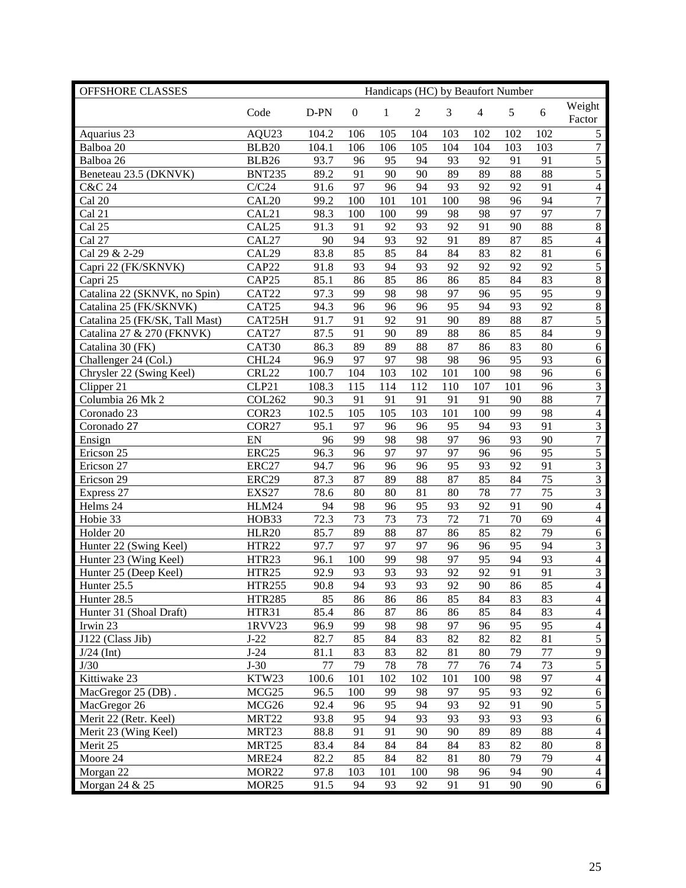| OFFSHORE CLASSES | | | Handicaps (HC) by Beaufort Number | | | | | | | |
|---|---|---|---|---|---|---|---|---|---|---|
| | Code | D-PN | 0 | 1 | 2 | 3 | 4 | 5 | 6 | Weight Factor |
| Aquarius 23 | AQU23 | 104.2 | 106 | 105 | 104 | 103 | 102 | 102 | 102 | 5 |
| Balboa 20 | BLB20 | 104.1 | 106 | 106 | 105 | 104 | 104 | 103 | 103 | 7 |
| Balboa 26 | BLB26 | 93.7 | 96 | 95 | 94 | 93 | 92 | 91 | 91 | 5 |
| Beneteau 23.5 (DKNVK) | BNT235 | 89.2 | 91 | 90 | 90 | 89 | 89 | 88 | 88 | 5 |
| C&C 24 | C/C24 | 91.6 | 97 | 96 | 94 | 93 | 92 | 92 | 91 | 4 |
| Cal 20 | CAL20 | 99.2 | 100 | 101 | 101 | 100 | 98 | 96 | 94 | 7 |
| Cal 21 | CAL21 | 98.3 | 100 | 100 | 99 | 98 | 98 | 97 | 97 | 7 |
| Cal 25 | CAL25 | 91.3 | 91 | 92 | 93 | 92 | 91 | 90 | 88 | 8 |
| Cal 27 | CAL27 | 90 | 94 | 93 | 92 | 91 | 89 | 87 | 85 | 4 |
| Cal 29 & 2-29 | CAL29 | 83.8 | 85 | 85 | 84 | 84 | 83 | 82 | 81 | 6 |
| Capri 22 (FK/SKNVK) | CAP22 | 91.8 | 93 | 94 | 93 | 92 | 92 | 92 | 92 | 5 |
| Capri 25 | CAP25 | 85.1 | 86 | 85 | 86 | 86 | 85 | 84 | 83 | 8 |
| Catalina 22 (SKNVK, no Spin) | CAT22 | 97.3 | 99 | 98 | 98 | 97 | 96 | 95 | 95 | 9 |
| Catalina 25 (FK/SKNVK) | CAT25 | 94.3 | 96 | 96 | 96 | 95 | 94 | 93 | 92 | 8 |
| Catalina 25 (FK/SK, Tall Mast) | CAT25H | 91.7 | 91 | 92 | 91 | 90 | 89 | 88 | 87 | 5 |
| Catalina 27 & 270 (FKNVK) | CAT27 | 87.5 | 91 | 90 | 89 | 88 | 86 | 85 | 84 | 9 |
| Catalina 30 (FK) | CAT30 | 86.3 | 89 | 89 | 88 | 87 | 86 | 83 | 80 | 6 |
| Challenger 24 (Col.) | CHL24 | 96.9 | 97 | 97 | 98 | 98 | 96 | 95 | 93 | 6 |
| Chrysler 22 (Swing Keel) | CRL22 | 100.7 | 104 | 103 | 102 | 101 | 100 | 98 | 96 | 6 |
| Clipper 21 | CLP21 | 108.3 | 115 | 114 | 112 | 110 | 107 | 101 | 96 | 3 |
| Columbia 26 Mk 2 | COL262 | 90.3 | 91 | 91 | 91 | 91 | 91 | 90 | 88 | 7 |
| Coronado 23 | COR23 | 102.5 | 105 | 105 | 103 | 101 | 100 | 99 | 98 | 4 |
| Coronado 27 | COR27 | 95.1 | 97 | 96 | 96 | 95 | 94 | 93 | 91 | 3 |
| Ensign | EN | 96 | 99 | 98 | 98 | 97 | 96 | 93 | 90 | 7 |
| Ericson 25 | ERC25 | 96.3 | 96 | 97 | 97 | 97 | 96 | 96 | 95 | 5 |
| Ericson 27 | ERC27 | 94.7 | 96 | 96 | 96 | 95 | 93 | 92 | 91 | 3 |
| Ericson 29 | ERC29 | 87.3 | 87 | 89 | 88 | 87 | 85 | 84 | 75 | 3 |
| Express 27 | EXS27 | 78.6 | 80 | 80 | 81 | 80 | 78 | 77 | 75 | 3 |
| Helms 24 | HLM24 | 94 | 98 | 96 | 95 | 93 | 92 | 91 | 90 | 4 |
| Hobie 33 | HOB33 | 72.3 | 73 | 73 | 73 | 72 | 71 | 70 | 69 | 4 |
| Holder 20 | HLR20 | 85.7 | 89 | 88 | 87 | 86 | 85 | 82 | 79 | 6 |
| Hunter 22 (Swing Keel) | HTR22 | 97.7 | 97 | 97 | 97 | 96 | 96 | 95 | 94 | 3 |
| Hunter 23 (Wing Keel) | HTR23 | 96.1 | 100 | 99 | 98 | 97 | 95 | 94 | 93 | 4 |
| Hunter 25 (Deep Keel) | HTR25 | 92.9 | 93 | 93 | 93 | 92 | 92 | 91 | 91 | 3 |
| Hunter 25.5 | HTR255 | 90.8 | 94 | 93 | 93 | 92 | 90 | 86 | 85 | 4 |
| Hunter 28.5 | HTR285 | 85 | 86 | 86 | 86 | 85 | 84 | 83 | 83 | 4 |
| Hunter 31 (Shoal Draft) | HTR31 | 85.4 | 86 | 87 | 86 | 86 | 85 | 84 | 83 | 4 |
| Irwin 23 | 1RVV23 | 96.9 | 99 | 98 | 98 | 97 | 96 | 95 | 95 | 4 |
| J122 (Class Jib) | J-22 | 82.7 | 85 | 84 | 83 | 82 | 82 | 82 | 81 | 5 |
| J/24 (Int) | J-24 | 81.1 | 83 | 83 | 82 | 81 | 80 | 79 | 77 | 9 |
| J/30 | J-30 | 77 | 79 | 78 | 78 | 77 | 76 | 74 | 73 | 5 |
| Kittiwake 23 | KTW23 | 100.6 | 101 | 102 | 102 | 101 | 100 | 98 | 97 | 4 |
| MacGregor 25 (DB) . | MCG25 | 96.5 | 100 | 99 | 98 | 97 | 95 | 93 | 92 | 6 |
| MacGregor 26 | MCG26 | 92.4 | 96 | 95 | 94 | 93 | 92 | 91 | 90 | 5 |
| Merit 22 (Retr. Keel) | MRT22 | 93.8 | 95 | 94 | 93 | 93 | 93 | 93 | 93 | 6 |
| Merit 23 (Wing Keel) | MRT23 | 88.8 | 91 | 91 | 90 | 90 | 89 | 89 | 88 | 4 |
| Merit 25 | MRT25 | 83.4 | 84 | 84 | 84 | 84 | 83 | 82 | 80 | 8 |
| Moore 24 | MRE24 | 82.2 | 85 | 84 | 82 | 81 | 80 | 79 | 79 | 4 |
| Morgan 22 | MOR22 | 97.8 | 103 | 101 | 100 | 98 | 96 | 94 | 90 | 4 |
| Morgan 24 & 25 | MOR25 | 91.5 | 94 | 93 | 92 | 91 | 91 | 90 | 90 | 6 |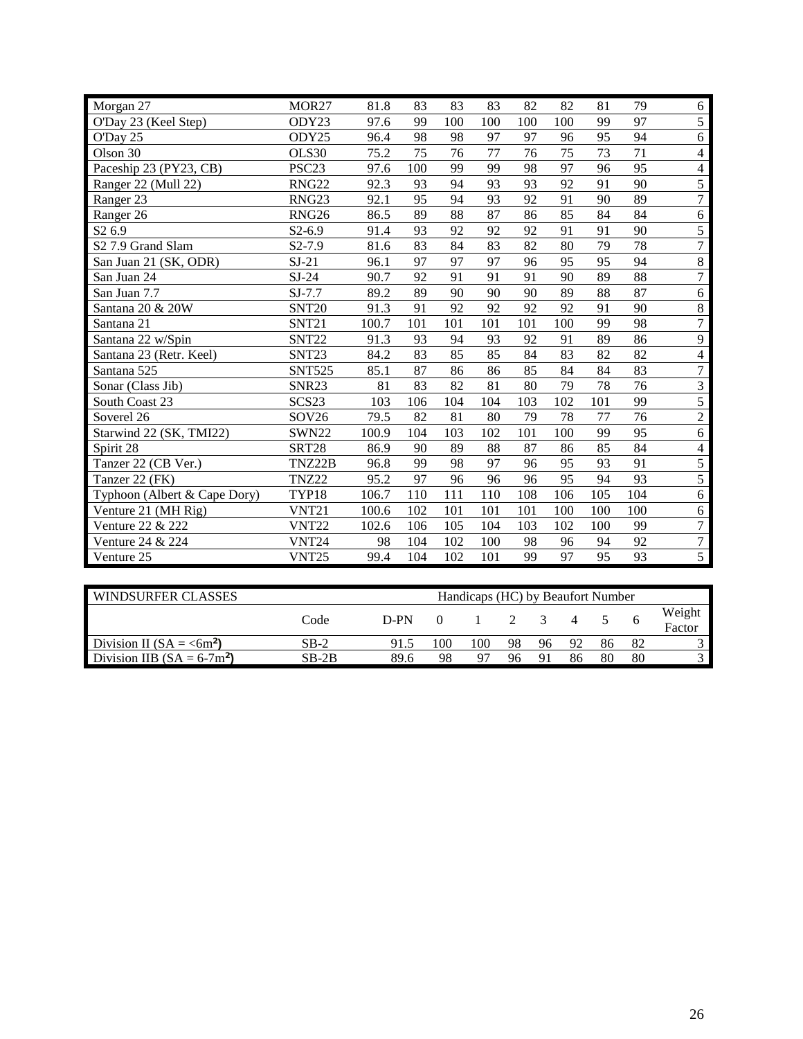| | | | | | | | | | | |
|---|---|---|---|---|---|---|---|---|---|---|
| Morgan 27 | MOR27 | 81.8 | 83 | 83 | 83 | 82 | 82 | 81 | 79 | 6 |
| O'Day 23 (Keel Step) | ODY23 | 97.6 | 99 | 100 | 100 | 100 | 100 | 99 | 97 | 5 |
| O'Day 25 | ODY25 | 96.4 | 98 | 98 | 97 | 97 | 96 | 95 | 94 | 6 |
| Olson 30 | OLS30 | 75.2 | 75 | 76 | 77 | 76 | 75 | 73 | 71 | 4 |
| Paceship 23 (PY23, CB) | PSC23 | 97.6 | 100 | 99 | 99 | 98 | 97 | 96 | 95 | 4 |
| Ranger 22 (Mull 22) | RNG22 | 92.3 | 93 | 94 | 93 | 93 | 92 | 91 | 90 | 5 |
| Ranger 23 | RNG23 | 92.1 | 95 | 94 | 93 | 92 | 91 | 90 | 89 | 7 |
| Ranger 26 | RNG26 | 86.5 | 89 | 88 | 87 | 86 | 85 | 84 | 84 | 6 |
| S2 6.9 | S2-6.9 | 91.4 | 93 | 92 | 92 | 92 | 91 | 91 | 90 | 5 |
| S2 7.9 Grand Slam | S2-7.9 | 81.6 | 83 | 84 | 83 | 82 | 80 | 79 | 78 | 7 |
| San Juan 21 (SK, ODR) | SJ-21 | 96.1 | 97 | 97 | 97 | 96 | 95 | 95 | 94 | 8 |
| San Juan 24 | SJ-24 | 90.7 | 92 | 91 | 91 | 91 | 90 | 89 | 88 | 7 |
| San Juan 7.7 | SJ-7.7 | 89.2 | 89 | 90 | 90 | 90 | 89 | 88 | 87 | 6 |
| Santana 20 & 20W | SNT20 | 91.3 | 91 | 92 | 92 | 92 | 92 | 91 | 90 | 8 |
| Santana 21 | SNT21 | 100.7 | 101 | 101 | 101 | 101 | 100 | 99 | 98 | 7 |
| Santana 22 w/Spin | SNT22 | 91.3 | 93 | 94 | 93 | 92 | 91 | 89 | 86 | 9 |
| Santana 23 (Retr. Keel) | SNT23 | 84.2 | 83 | 85 | 85 | 84 | 83 | 82 | 82 | 4 |
| Santana 525 | SNT525 | 85.1 | 87 | 86 | 86 | 85 | 84 | 84 | 83 | 7 |
| Sonar (Class Jib) | SNR23 | 81 | 83 | 82 | 81 | 80 | 79 | 78 | 76 | 3 |
| South Coast 23 | SCS23 | 103 | 106 | 104 | 104 | 103 | 102 | 101 | 99 | 5 |
| Soverel 26 | SOV26 | 79.5 | 82 | 81 | 80 | 79 | 78 | 77 | 76 | 2 |
| Starwind 22 (SK, TMI22) | SWN22 | 100.9 | 104 | 103 | 102 | 101 | 100 | 99 | 95 | 6 |
| Spirit 28 | SRT28 | 86.9 | 90 | 89 | 88 | 87 | 86 | 85 | 84 | 4 |
| Tanzer 22 (CB Ver.) | TNZ22B | 96.8 | 99 | 98 | 97 | 96 | 95 | 93 | 91 | 5 |
| Tanzer 22 (FK) | TNZ22 | 95.2 | 97 | 96 | 96 | 96 | 95 | 94 | 93 | 5 |
| Typhoon (Albert & Cape Dory) | TYP18 | 106.7 | 110 | 111 | 110 | 108 | 106 | 105 | 104 | 6 |
| Venture 21 (MH Rig) | VNT21 | 100.6 | 102 | 101 | 101 | 101 | 100 | 100 | 100 | 6 |
| Venture 22 & 222 | VNT22 | 102.6 | 106 | 105 | 104 | 103 | 102 | 100 | 99 | 7 |
| Venture 24 & 224 | VNT24 | 98 | 104 | 102 | 100 | 98 | 96 | 94 | 92 | 7 |
| Venture 25 | VNT25 | 99.4 | 104 | 102 | 101 | 99 | 97 | 95 | 93 | 5 |

| WINDSURFER CLASSES | | | Handicaps (HC) by Beaufort Number | | | | | | | |
|---|---|---|---|---|---|---|---|---|---|---|
| | Code | D-PN | 0 | 1 | 2 | 3 | 4 | 5 | 6 | Weight Factor |
| Division II (SA = <6m²) | SB-2 | 91.5 | 100 | 100 | 98 | 96 | 92 | 86 | 82 | 3 |
| Division IIB (SA = 6-7m²) | SB-2B | 89.6 | 98 | 97 | 96 | 91 | 86 | 80 | 80 | 3 |